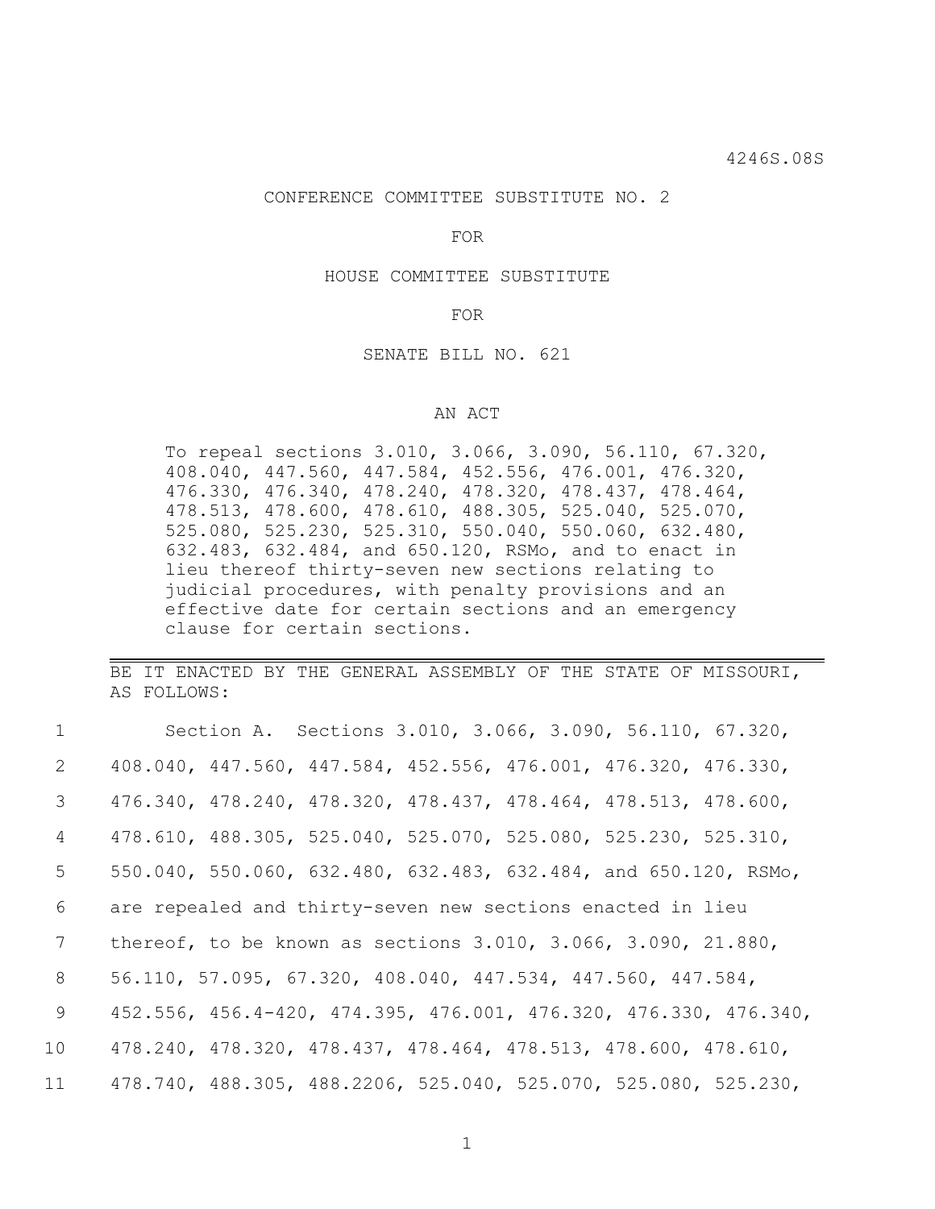4246S.08S

CONFERENCE COMMITTEE SUBSTITUTE NO. 2

FOR

HOUSE COMMITTEE SUBSTITUTE

FOR

SENATE BILL NO. 621

AN ACT

To repeal sections 3.010, 3.066, 3.090, 56.110, 67.320, 408.040, 447.560, 447.584, 452.556, 476.001, 476.320, 476.330, 476.340, 478.240, 478.320, 478.437, 478.464, 478.513, 478.600, 478.610, 488.305, 525.040, 525.070, 525.080, 525.230, 525.310, 550.040, 550.060, 632.480, 632.483, 632.484, and 650.120, RSMo, and to enact in lieu thereof thirty-seven new sections relating to judicial procedures, with penalty provisions and an effective date for certain sections and an emergency clause for certain sections.

---

BE IT ENACTED BY THE GENERAL ASSEMBLY OF THE STATE OF MISSOURI, AS FOLLOWS:

1 Section A. Sections 3.010, 3.066, 3.090, 56.110, 67.320,
2 408.040, 447.560, 447.584, 452.556, 476.001, 476.320, 476.330,
3 476.340, 478.240, 478.320, 478.437, 478.464, 478.513, 478.600,
4 478.610, 488.305, 525.040, 525.070, 525.080, 525.230, 525.310,
5 550.040, 550.060, 632.480, 632.483, 632.484, and 650.120, RSMo,
6 are repealed and thirty-seven new sections enacted in lieu
7 thereof, to be known as sections 3.010, 3.066, 3.090, 21.880,
8 56.110, 57.095, 67.320, 408.040, 447.534, 447.560, 447.584,
9 452.556, 456.4-420, 474.395, 476.001, 476.320, 476.330, 476.340,
10 478.240, 478.320, 478.437, 478.464, 478.513, 478.600, 478.610,
11 478.740, 488.305, 488.2206, 525.040, 525.070, 525.080, 525.230,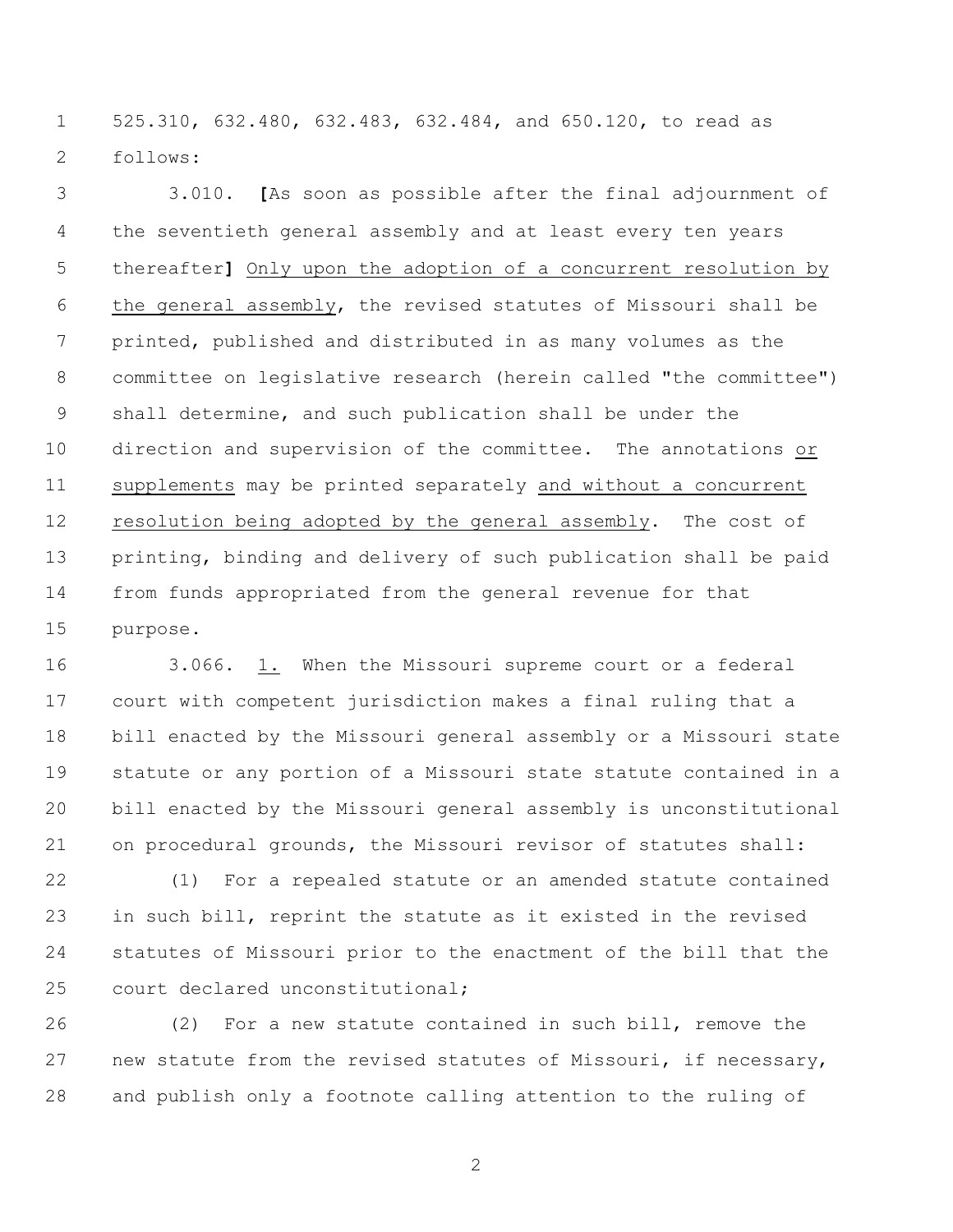525.310, 632.480, 632.483, 632.484, and 650.120, to read as follows:

3.010. [As soon as possible after the final adjournment of the seventieth general assembly and at least every ten years thereafter] <u>Only upon the adoption of a concurrent resolution by the general assembly</u>, the revised statutes of Missouri shall be printed, published and distributed in as many volumes as the committee on legislative research (herein called "the committee") shall determine, and such publication shall be under the direction and supervision of the committee. The annotations <u>or supplements</u> may be printed separately <u>and without a concurrent resolution being adopted by the general assembly</u>. The cost of printing, binding and delivery of such publication shall be paid from funds appropriated from the general revenue for that purpose.

3.066. <u>1.</u> When the Missouri supreme court or a federal court with competent jurisdiction makes a final ruling that a bill enacted by the Missouri general assembly or a Missouri state statute or any portion of a Missouri state statute contained in a bill enacted by the Missouri general assembly is unconstitutional on procedural grounds, the Missouri revisor of statutes shall:

(1) For a repealed statute or an amended statute contained in such bill, reprint the statute as it existed in the revised statutes of Missouri prior to the enactment of the bill that the court declared unconstitutional;

(2) For a new statute contained in such bill, remove the new statute from the revised statutes of Missouri, if necessary, and publish only a footnote calling attention to the ruling of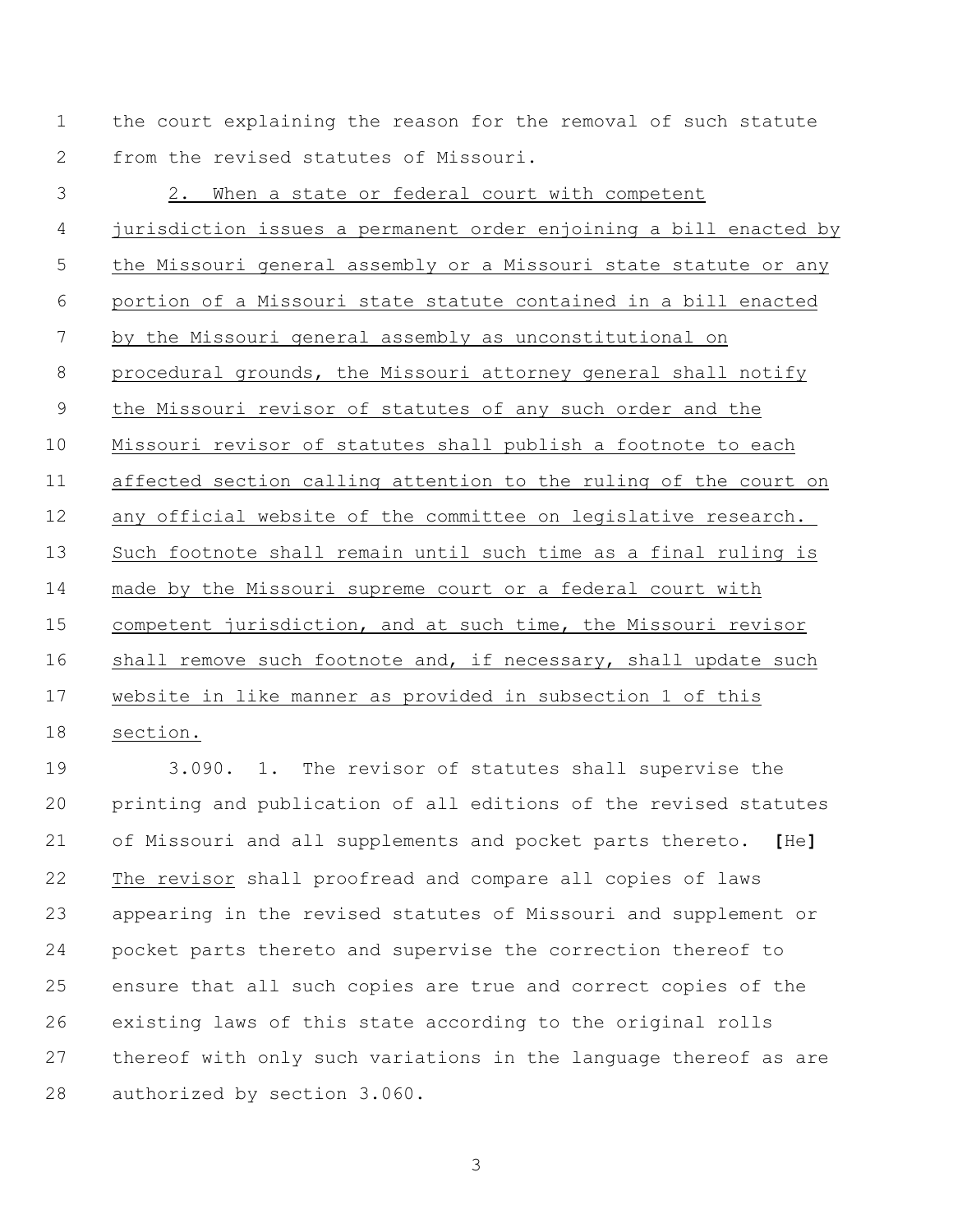the court explaining the reason for the removal of such statute from the revised statutes of Missouri.

2. When a state or federal court with competent jurisdiction issues a permanent order enjoining a bill enacted by the Missouri general assembly or a Missouri state statute or any portion of a Missouri state statute contained in a bill enacted by the Missouri general assembly as unconstitutional on procedural grounds, the Missouri attorney general shall notify the Missouri revisor of statutes of any such order and the Missouri revisor of statutes shall publish a footnote to each affected section calling attention to the ruling of the court on any official website of the committee on legislative research. Such footnote shall remain until such time as a final ruling is made by the Missouri supreme court or a federal court with competent jurisdiction, and at such time, the Missouri revisor shall remove such footnote and, if necessary, shall update such website in like manner as provided in subsection 1 of this section.

3.090. 1. The revisor of statutes shall supervise the printing and publication of all editions of the revised statutes of Missouri and all supplements and pocket parts thereto. **[**He**]** The revisor shall proofread and compare all copies of laws appearing in the revised statutes of Missouri and supplement or pocket parts thereto and supervise the correction thereof to ensure that all such copies are true and correct copies of the existing laws of this state according to the original rolls thereof with only such variations in the language thereof as are authorized by section 3.060.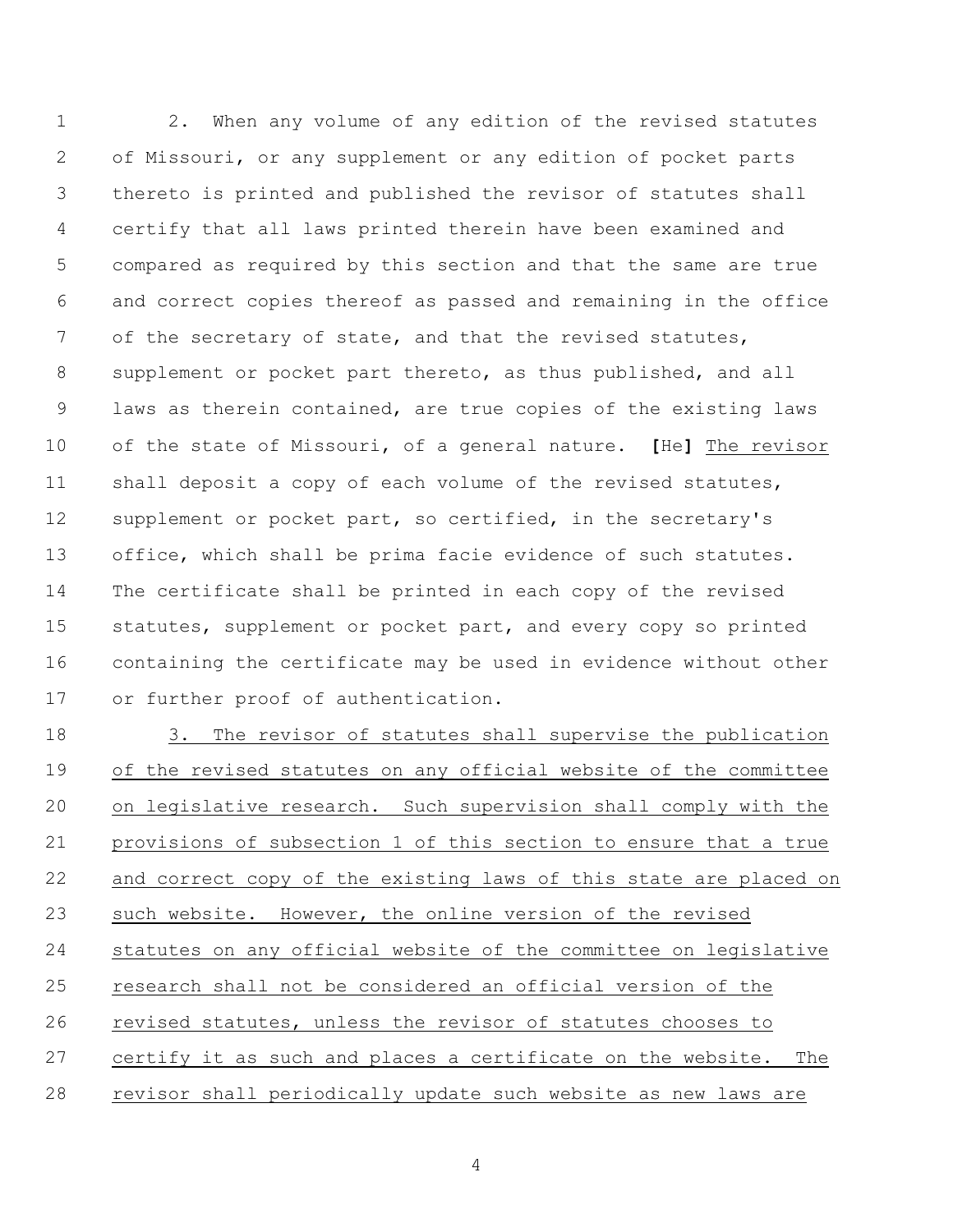2. When any volume of any edition of the revised statutes of Missouri, or any supplement or any edition of pocket parts thereto is printed and published the revisor of statutes shall certify that all laws printed therein have been examined and compared as required by this section and that the same are true and correct copies thereof as passed and remaining in the office of the secretary of state, and that the revised statutes, supplement or pocket part thereto, as thus published, and all laws as therein contained, are true copies of the existing laws of the state of Missouri, of a general nature. **[**He**]** The revisor shall deposit a copy of each volume of the revised statutes, supplement or pocket part, so certified, in the secretary's office, which shall be prima facie evidence of such statutes. The certificate shall be printed in each copy of the revised statutes, supplement or pocket part, and every copy so printed containing the certificate may be used in evidence without other or further proof of authentication.

3. The revisor of statutes shall supervise the publication of the revised statutes on any official website of the committee on legislative research. Such supervision shall comply with the provisions of subsection 1 of this section to ensure that a true and correct copy of the existing laws of this state are placed on such website. However, the online version of the revised statutes on any official website of the committee on legislative research shall not be considered an official version of the revised statutes, unless the revisor of statutes chooses to certify it as such and places a certificate on the website. The revisor shall periodically update such website as new laws are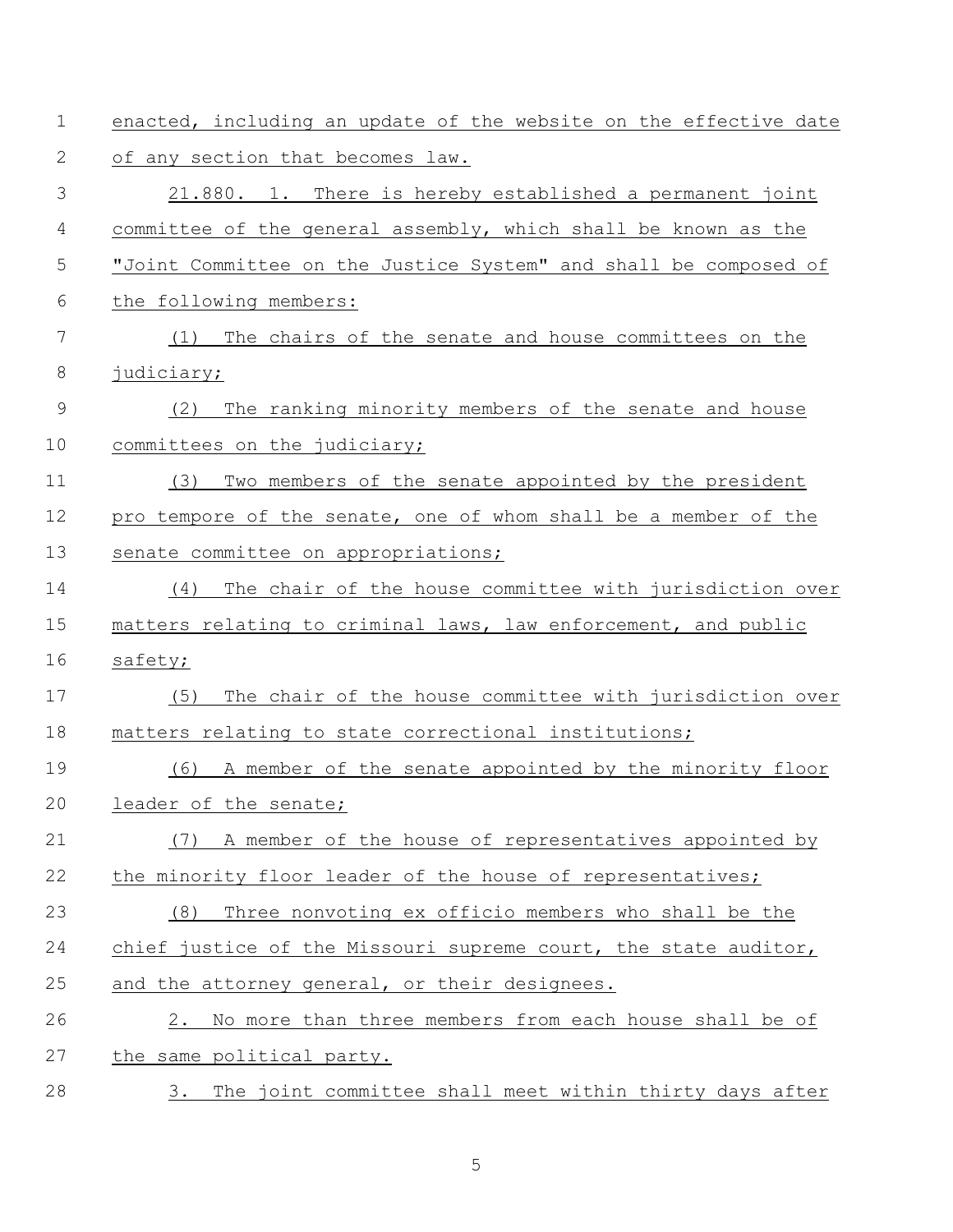enacted, including an update of the website on the effective date of any section that becomes law.

21.880. 1. There is hereby established a permanent joint committee of the general assembly, which shall be known as the "Joint Committee on the Justice System" and shall be composed of the following members:

(1) The chairs of the senate and house committees on the judiciary;

(2) The ranking minority members of the senate and house committees on the judiciary;

(3) Two members of the senate appointed by the president pro tempore of the senate, one of whom shall be a member of the senate committee on appropriations;

(4) The chair of the house committee with jurisdiction over matters relating to criminal laws, law enforcement, and public safety;

(5) The chair of the house committee with jurisdiction over matters relating to state correctional institutions;

(6) A member of the senate appointed by the minority floor leader of the senate;

(7) A member of the house of representatives appointed by the minority floor leader of the house of representatives;

(8) Three nonvoting ex officio members who shall be the chief justice of the Missouri supreme court, the state auditor, and the attorney general, or their designees.

2. No more than three members from each house shall be of the same political party.

3. The joint committee shall meet within thirty days after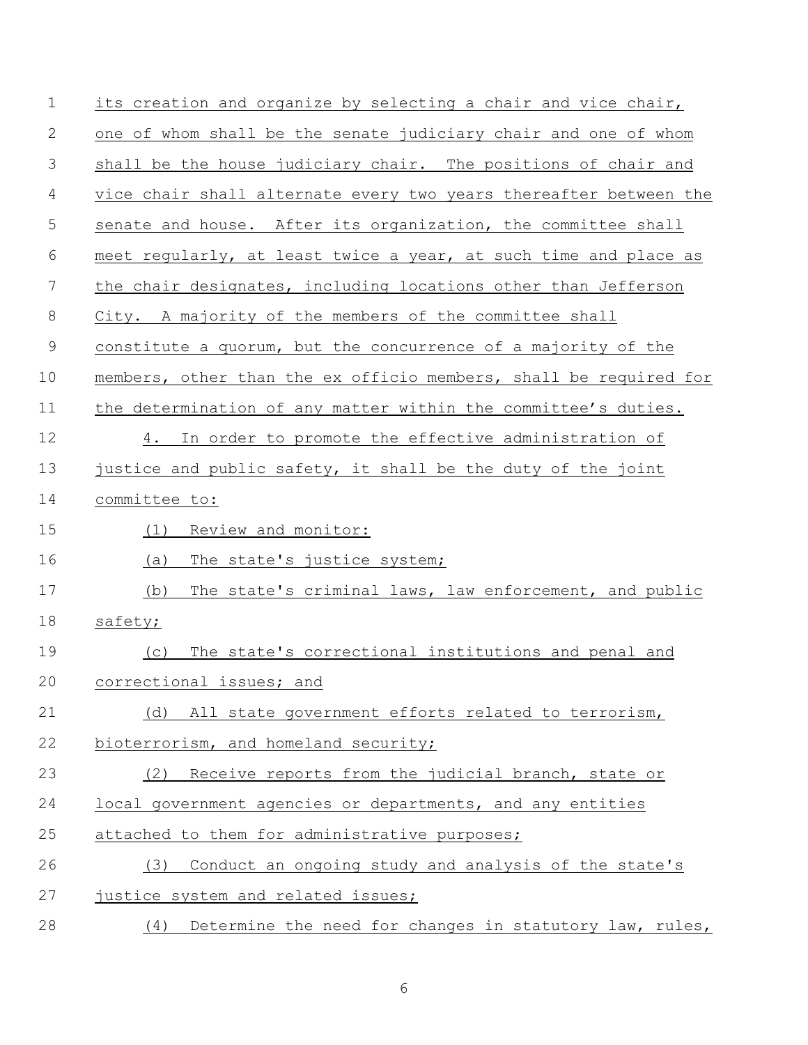its creation and organize by selecting a chair and vice chair, one of whom shall be the senate judiciary chair and one of whom shall be the house judiciary chair. The positions of chair and vice chair shall alternate every two years thereafter between the senate and house. After its organization, the committee shall meet regularly, at least twice a year, at such time and place as the chair designates, including locations other than Jefferson City. A majority of the members of the committee shall constitute a quorum, but the concurrence of a majority of the members, other than the ex officio members, shall be required for the determination of any matter within the committee's duties.

4. In order to promote the effective administration of justice and public safety, it shall be the duty of the joint committee to:

(1) Review and monitor:

(a) The state's justice system;

(b) The state's criminal laws, law enforcement, and public safety;

(c) The state's correctional institutions and penal and correctional issues; and

(d) All state government efforts related to terrorism, bioterrorism, and homeland security;

(2) Receive reports from the judicial branch, state or local government agencies or departments, and any entities attached to them for administrative purposes;

(3) Conduct an ongoing study and analysis of the state's justice system and related issues;

(4) Determine the need for changes in statutory law, rules,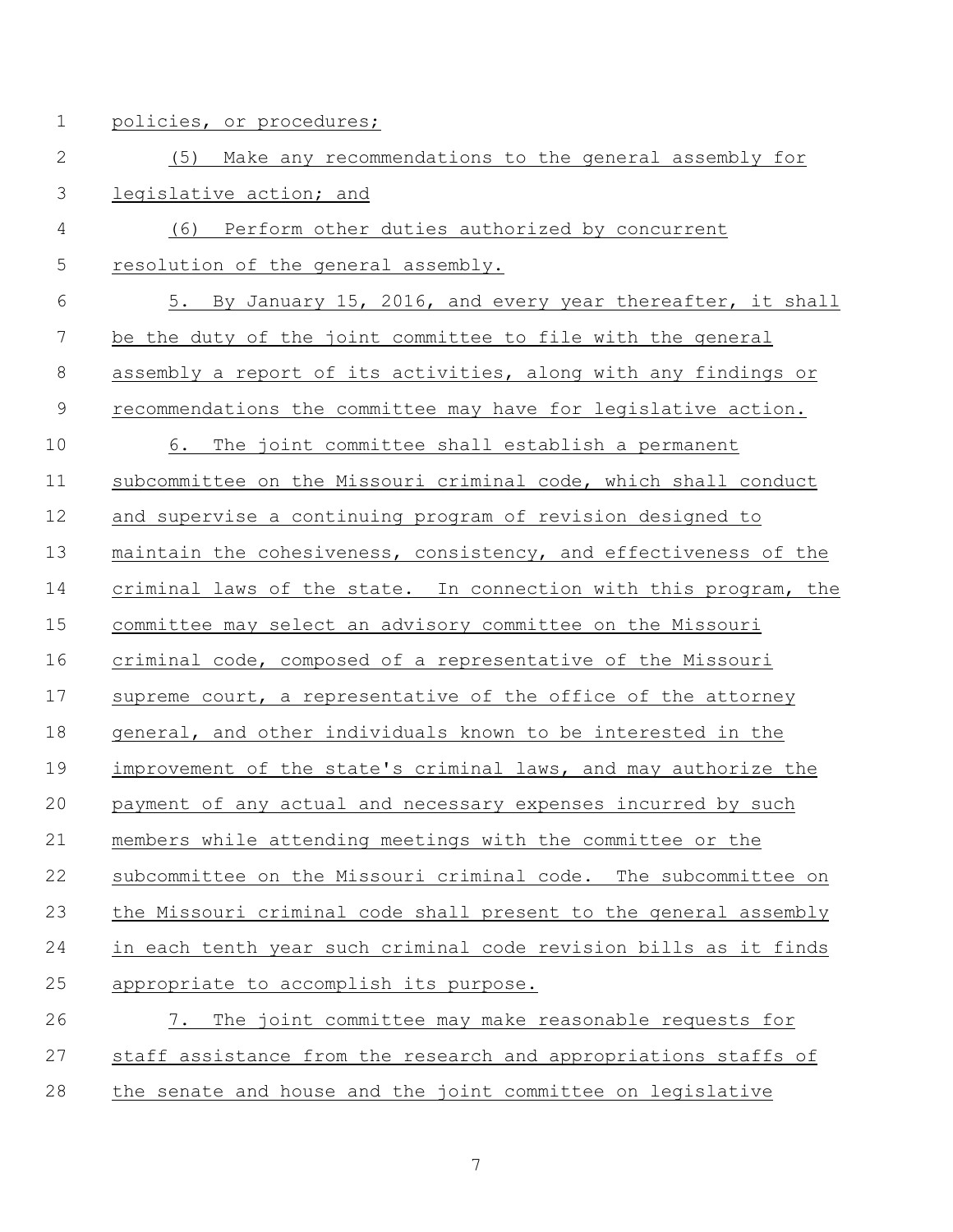policies, or procedures;

(5) Make any recommendations to the general assembly for legislative action; and

(6) Perform other duties authorized by concurrent resolution of the general assembly.

5. By January 15, 2016, and every year thereafter, it shall be the duty of the joint committee to file with the general assembly a report of its activities, along with any findings or recommendations the committee may have for legislative action.

6. The joint committee shall establish a permanent subcommittee on the Missouri criminal code, which shall conduct and supervise a continuing program of revision designed to maintain the cohesiveness, consistency, and effectiveness of the criminal laws of the state. In connection with this program, the committee may select an advisory committee on the Missouri criminal code, composed of a representative of the Missouri supreme court, a representative of the office of the attorney general, and other individuals known to be interested in the improvement of the state's criminal laws, and may authorize the payment of any actual and necessary expenses incurred by such members while attending meetings with the committee or the subcommittee on the Missouri criminal code. The subcommittee on the Missouri criminal code shall present to the general assembly in each tenth year such criminal code revision bills as it finds appropriate to accomplish its purpose.

7. The joint committee may make reasonable requests for staff assistance from the research and appropriations staffs of the senate and house and the joint committee on legislative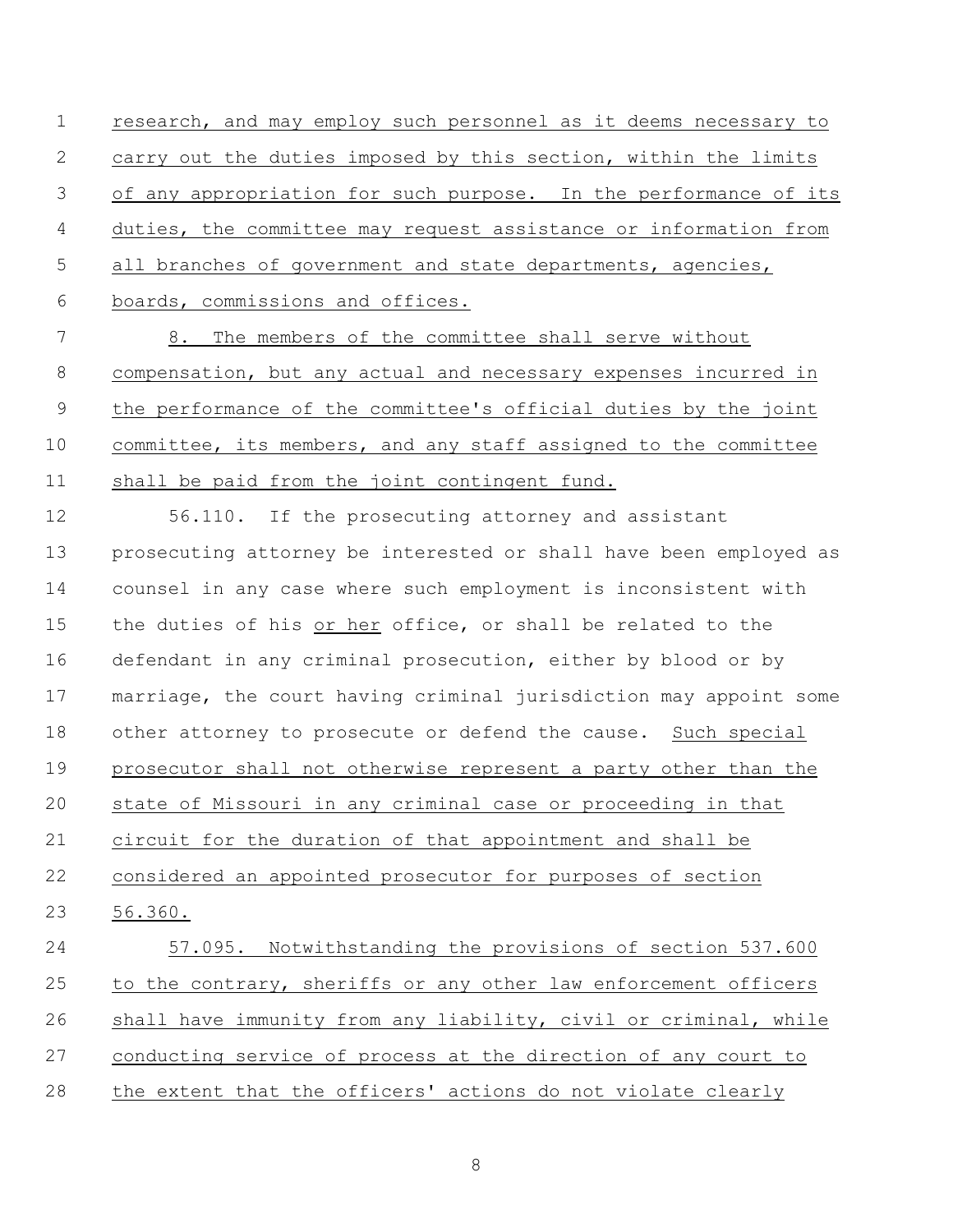research, and may employ such personnel as it deems necessary to carry out the duties imposed by this section, within the limits of any appropriation for such purpose. In the performance of its duties, the committee may request assistance or information from all branches of government and state departments, agencies, boards, commissions and offices.

8. The members of the committee shall serve without compensation, but any actual and necessary expenses incurred in the performance of the committee's official duties by the joint committee, its members, and any staff assigned to the committee shall be paid from the joint contingent fund.

56.110. If the prosecuting attorney and assistant prosecuting attorney be interested or shall have been employed as counsel in any case where such employment is inconsistent with the duties of his or her office, or shall be related to the defendant in any criminal prosecution, either by blood or by marriage, the court having criminal jurisdiction may appoint some other attorney to prosecute or defend the cause. Such special prosecutor shall not otherwise represent a party other than the state of Missouri in any criminal case or proceeding in that circuit for the duration of that appointment and shall be considered an appointed prosecutor for purposes of section 56.360.

57.095. Notwithstanding the provisions of section 537.600 to the contrary, sheriffs or any other law enforcement officers shall have immunity from any liability, civil or criminal, while conducting service of process at the direction of any court to the extent that the officers' actions do not violate clearly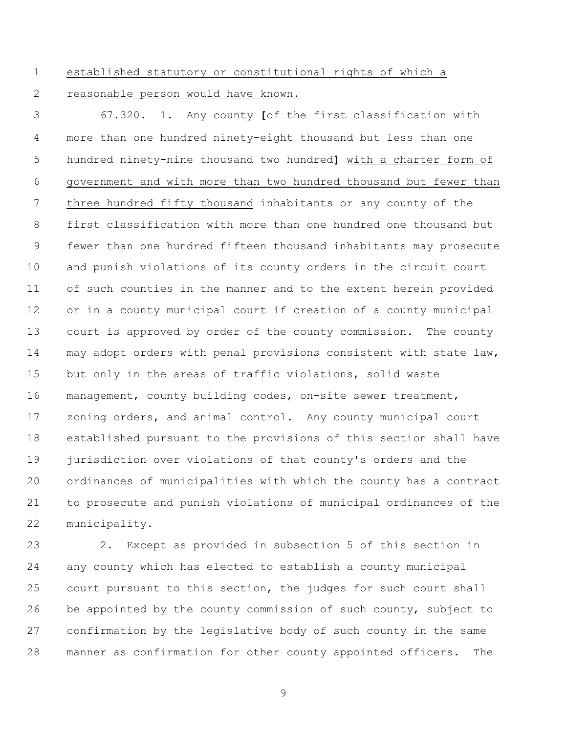established statutory or constitutional rights of which a reasonable person would have known.

67.320. 1. Any county **[**of the first classification with more than one hundred ninety-eight thousand but less than one hundred ninety-nine thousand two hundred**]** with a charter form of government and with more than two hundred thousand but fewer than three hundred fifty thousand inhabitants or any county of the first classification with more than one hundred one thousand but fewer than one hundred fifteen thousand inhabitants may prosecute and punish violations of its county orders in the circuit court of such counties in the manner and to the extent herein provided or in a county municipal court if creation of a county municipal court is approved by order of the county commission. The county may adopt orders with penal provisions consistent with state law, but only in the areas of traffic violations, solid waste management, county building codes, on-site sewer treatment, zoning orders, and animal control. Any county municipal court established pursuant to the provisions of this section shall have jurisdiction over violations of that county's orders and the ordinances of municipalities with which the county has a contract to prosecute and punish violations of municipal ordinances of the municipality.

2. Except as provided in subsection 5 of this section in any county which has elected to establish a county municipal court pursuant to this section, the judges for such court shall be appointed by the county commission of such county, subject to confirmation by the legislative body of such county in the same manner as confirmation for other county appointed officers. The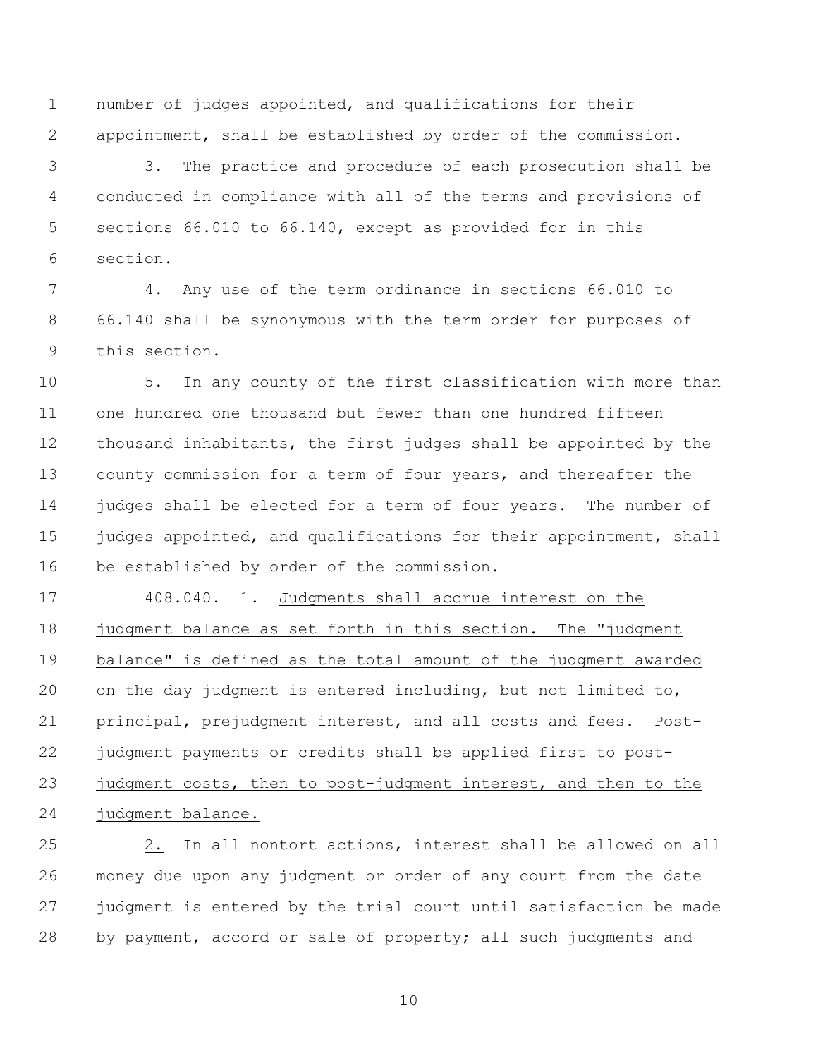number of judges appointed, and qualifications for their appointment, shall be established by order of the commission.

3. The practice and procedure of each prosecution shall be conducted in compliance with all of the terms and provisions of sections 66.010 to 66.140, except as provided for in this section.

4. Any use of the term ordinance in sections 66.010 to 66.140 shall be synonymous with the term order for purposes of this section.

5. In any county of the first classification with more than one hundred one thousand but fewer than one hundred fifteen thousand inhabitants, the first judges shall be appointed by the county commission for a term of four years, and thereafter the judges shall be elected for a term of four years. The number of judges appointed, and qualifications for their appointment, shall be established by order of the commission.

408.040. 1. <u>Judgments shall accrue interest on the judgment balance as set forth in this section. The "judgment balance" is defined as the total amount of the judgment awarded on the day judgment is entered including, but not limited to, principal, prejudgment interest, and all costs and fees. Post-judgment payments or credits shall be applied first to post-judgment costs, then to post-judgment interest, and then to the judgment balance.</u>

<u>2.</u> In all nontort actions, interest shall be allowed on all money due upon any judgment or order of any court from the date judgment is entered by the trial court until satisfaction be made by payment, accord or sale of property; all such judgments and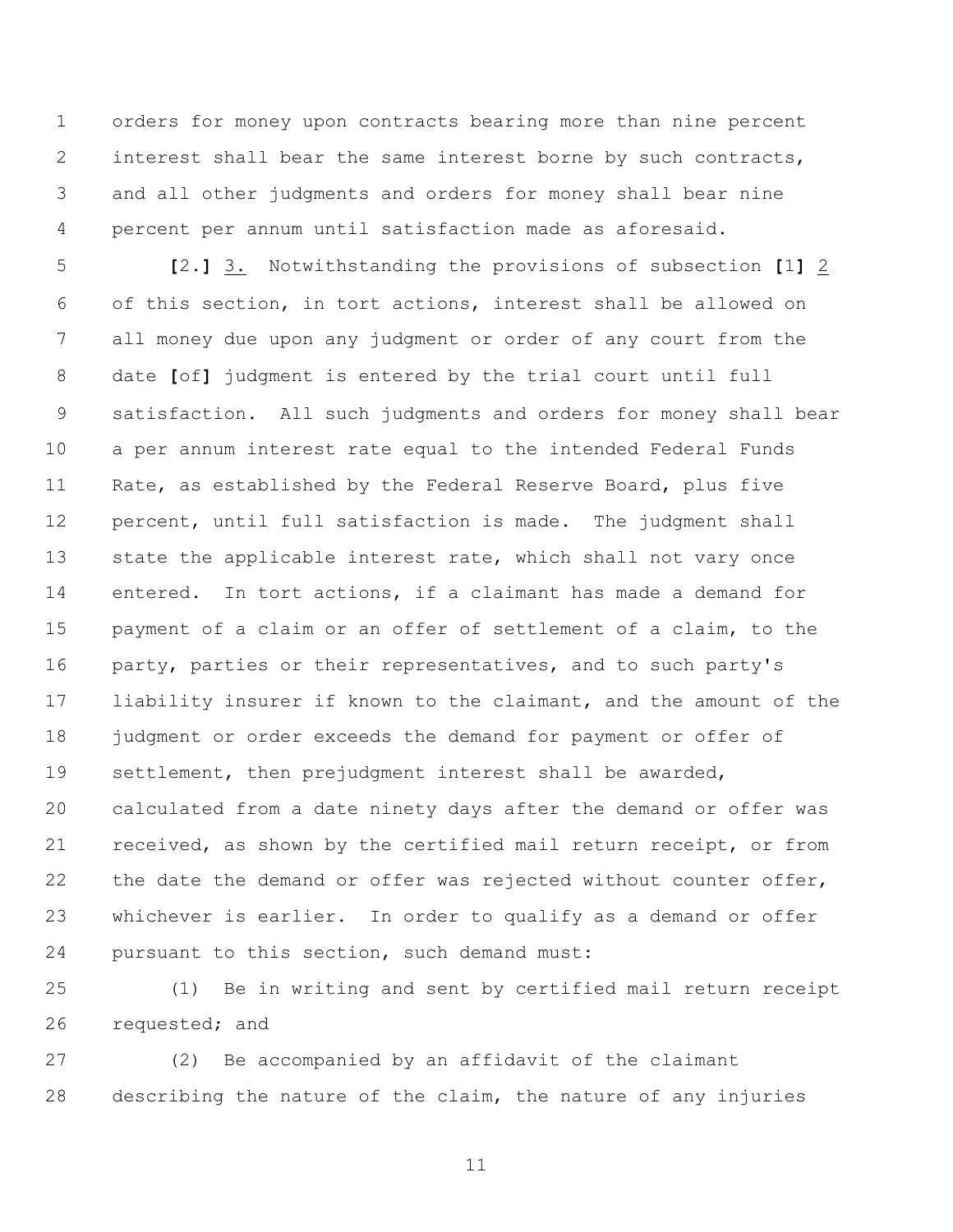orders for money upon contracts bearing more than nine percent interest shall bear the same interest borne by such contracts, and all other judgments and orders for money shall bear nine percent per annum until satisfaction made as aforesaid.

**[**2.**]** 3. Notwithstanding the provisions of subsection **[**1**]** 2 of this section, in tort actions, interest shall be allowed on all money due upon any judgment or order of any court from the date **[**of**]** judgment is entered by the trial court until full satisfaction. All such judgments and orders for money shall bear a per annum interest rate equal to the intended Federal Funds Rate, as established by the Federal Reserve Board, plus five percent, until full satisfaction is made. The judgment shall state the applicable interest rate, which shall not vary once entered. In tort actions, if a claimant has made a demand for payment of a claim or an offer of settlement of a claim, to the party, parties or their representatives, and to such party's liability insurer if known to the claimant, and the amount of the judgment or order exceeds the demand for payment or offer of settlement, then prejudgment interest shall be awarded, calculated from a date ninety days after the demand or offer was received, as shown by the certified mail return receipt, or from the date the demand or offer was rejected without counter offer, whichever is earlier. In order to qualify as a demand or offer pursuant to this section, such demand must:

(1) Be in writing and sent by certified mail return receipt requested; and

(2) Be accompanied by an affidavit of the claimant describing the nature of the claim, the nature of any injuries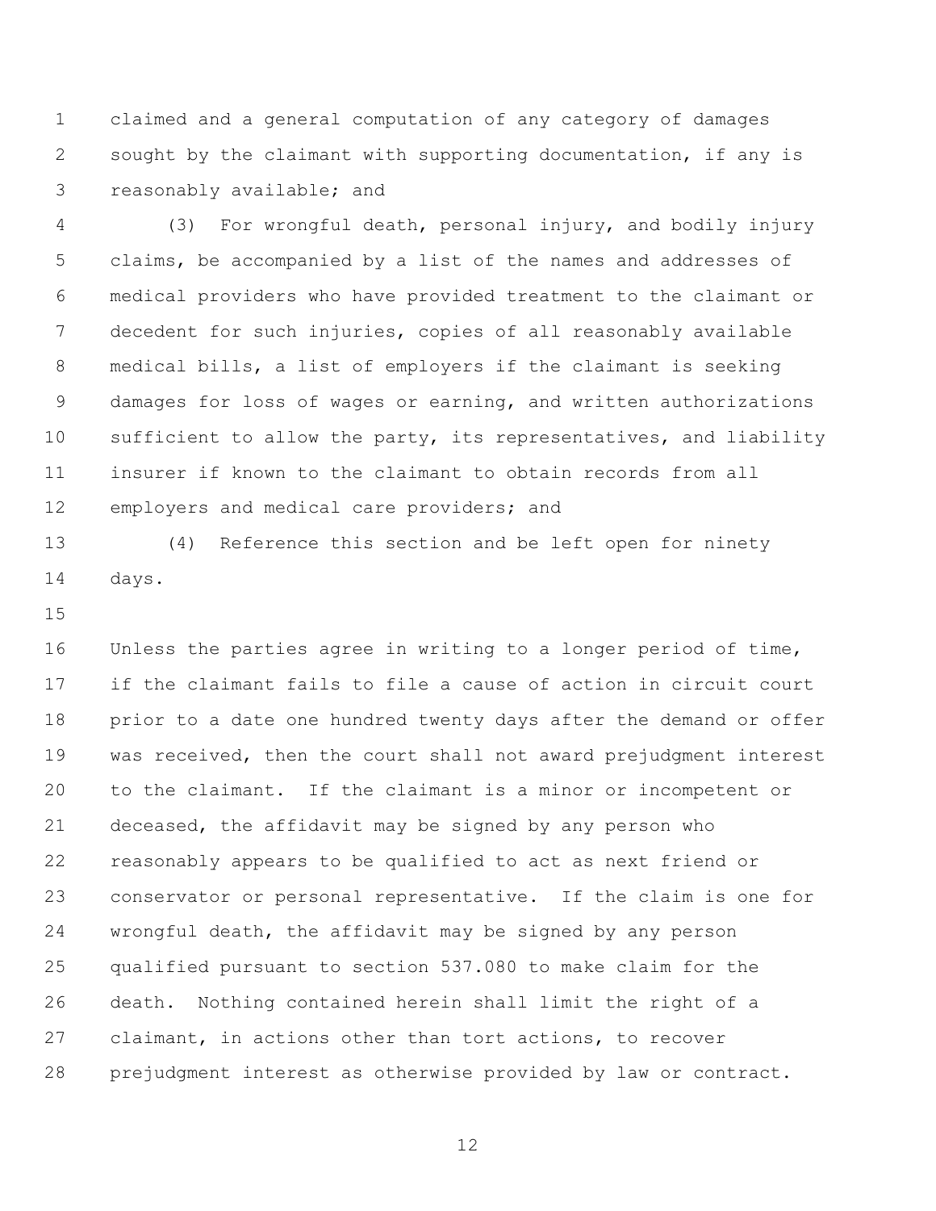claimed and a general computation of any category of damages sought by the claimant with supporting documentation, if any is reasonably available; and

(3) For wrongful death, personal injury, and bodily injury claims, be accompanied by a list of the names and addresses of medical providers who have provided treatment to the claimant or decedent for such injuries, copies of all reasonably available medical bills, a list of employers if the claimant is seeking damages for loss of wages or earning, and written authorizations sufficient to allow the party, its representatives, and liability insurer if known to the claimant to obtain records from all employers and medical care providers; and

(4) Reference this section and be left open for ninety days.

Unless the parties agree in writing to a longer period of time, if the claimant fails to file a cause of action in circuit court prior to a date one hundred twenty days after the demand or offer was received, then the court shall not award prejudgment interest to the claimant. If the claimant is a minor or incompetent or deceased, the affidavit may be signed by any person who reasonably appears to be qualified to act as next friend or conservator or personal representative. If the claim is one for wrongful death, the affidavit may be signed by any person qualified pursuant to section 537.080 to make claim for the death. Nothing contained herein shall limit the right of a claimant, in actions other than tort actions, to recover prejudgment interest as otherwise provided by law or contract.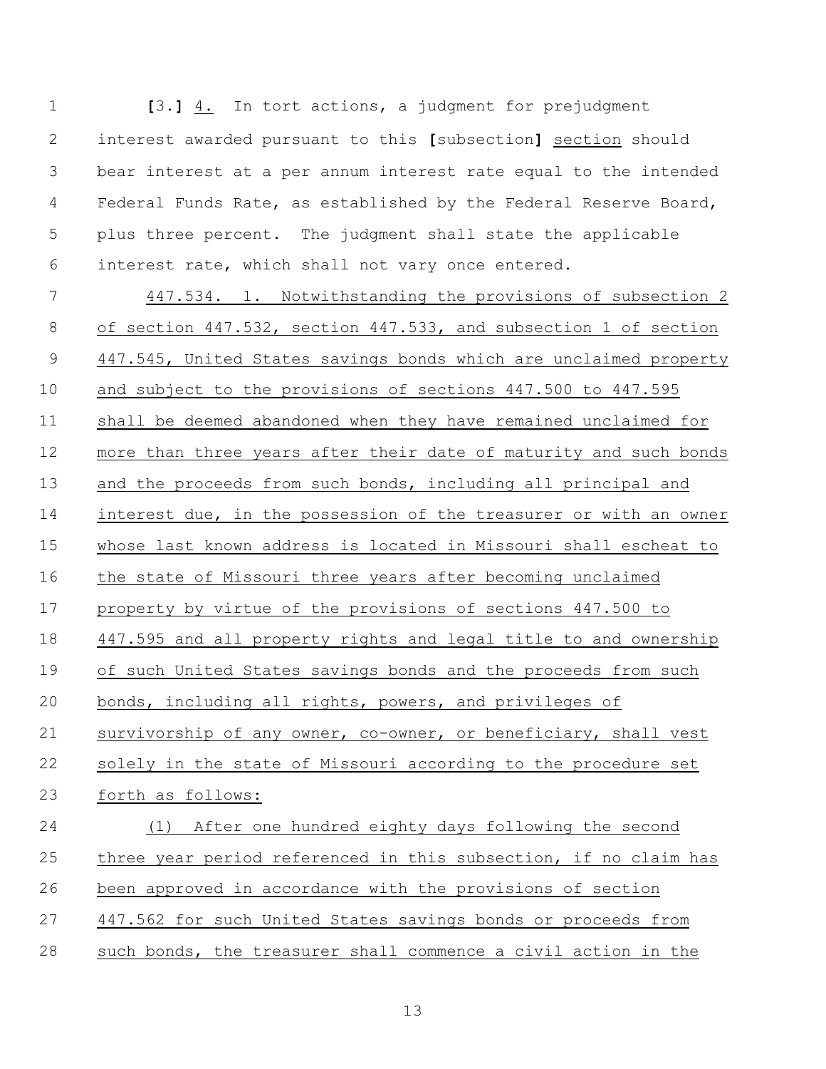[3.] 4. In tort actions, a judgment for prejudgment interest awarded pursuant to this [subsection] section should bear interest at a per annum interest rate equal to the intended Federal Funds Rate, as established by the Federal Reserve Board, plus three percent. The judgment shall state the applicable interest rate, which shall not vary once entered.

447.534. 1. Notwithstanding the provisions of subsection 2 of section 447.532, section 447.533, and subsection 1 of section 447.545, United States savings bonds which are unclaimed property and subject to the provisions of sections 447.500 to 447.595 shall be deemed abandoned when they have remained unclaimed for more than three years after their date of maturity and such bonds and the proceeds from such bonds, including all principal and interest due, in the possession of the treasurer or with an owner whose last known address is located in Missouri shall escheat to the state of Missouri three years after becoming unclaimed property by virtue of the provisions of sections 447.500 to 447.595 and all property rights and legal title to and ownership of such United States savings bonds and the proceeds from such bonds, including all rights, powers, and privileges of survivorship of any owner, co-owner, or beneficiary, shall vest solely in the state of Missouri according to the procedure set forth as follows:

(1) After one hundred eighty days following the second three year period referenced in this subsection, if no claim has been approved in accordance with the provisions of section 447.562 for such United States savings bonds or proceeds from such bonds, the treasurer shall commence a civil action in the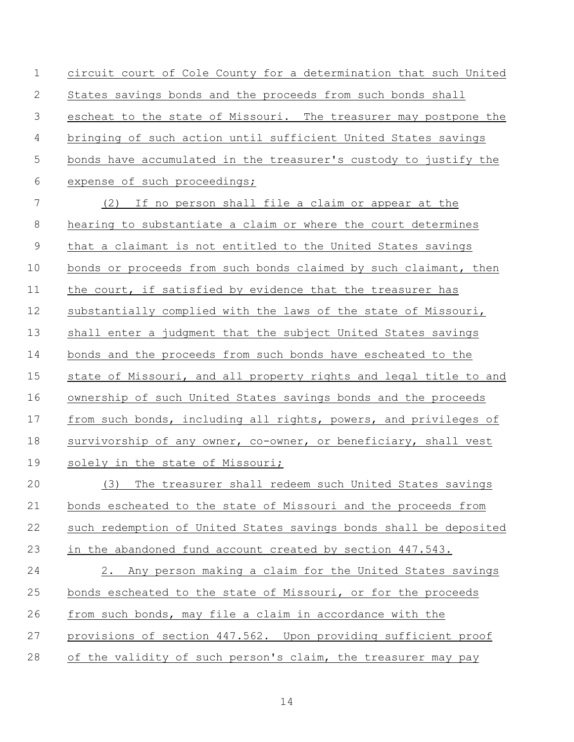circuit court of Cole County for a determination that such United States savings bonds and the proceeds from such bonds shall escheat to the state of Missouri. The treasurer may postpone the bringing of such action until sufficient United States savings bonds have accumulated in the treasurer's custody to justify the expense of such proceedings;

(2) If no person shall file a claim or appear at the hearing to substantiate a claim or where the court determines that a claimant is not entitled to the United States savings bonds or proceeds from such bonds claimed by such claimant, then the court, if satisfied by evidence that the treasurer has substantially complied with the laws of the state of Missouri, shall enter a judgment that the subject United States savings bonds and the proceeds from such bonds have escheated to the state of Missouri, and all property rights and legal title to and ownership of such United States savings bonds and the proceeds from such bonds, including all rights, powers, and privileges of survivorship of any owner, co-owner, or beneficiary, shall vest solely in the state of Missouri;

(3) The treasurer shall redeem such United States savings bonds escheated to the state of Missouri and the proceeds from such redemption of United States savings bonds shall be deposited in the abandoned fund account created by section 447.543.

2. Any person making a claim for the United States savings bonds escheated to the state of Missouri, or for the proceeds from such bonds, may file a claim in accordance with the provisions of section 447.562. Upon providing sufficient proof of the validity of such person's claim, the treasurer may pay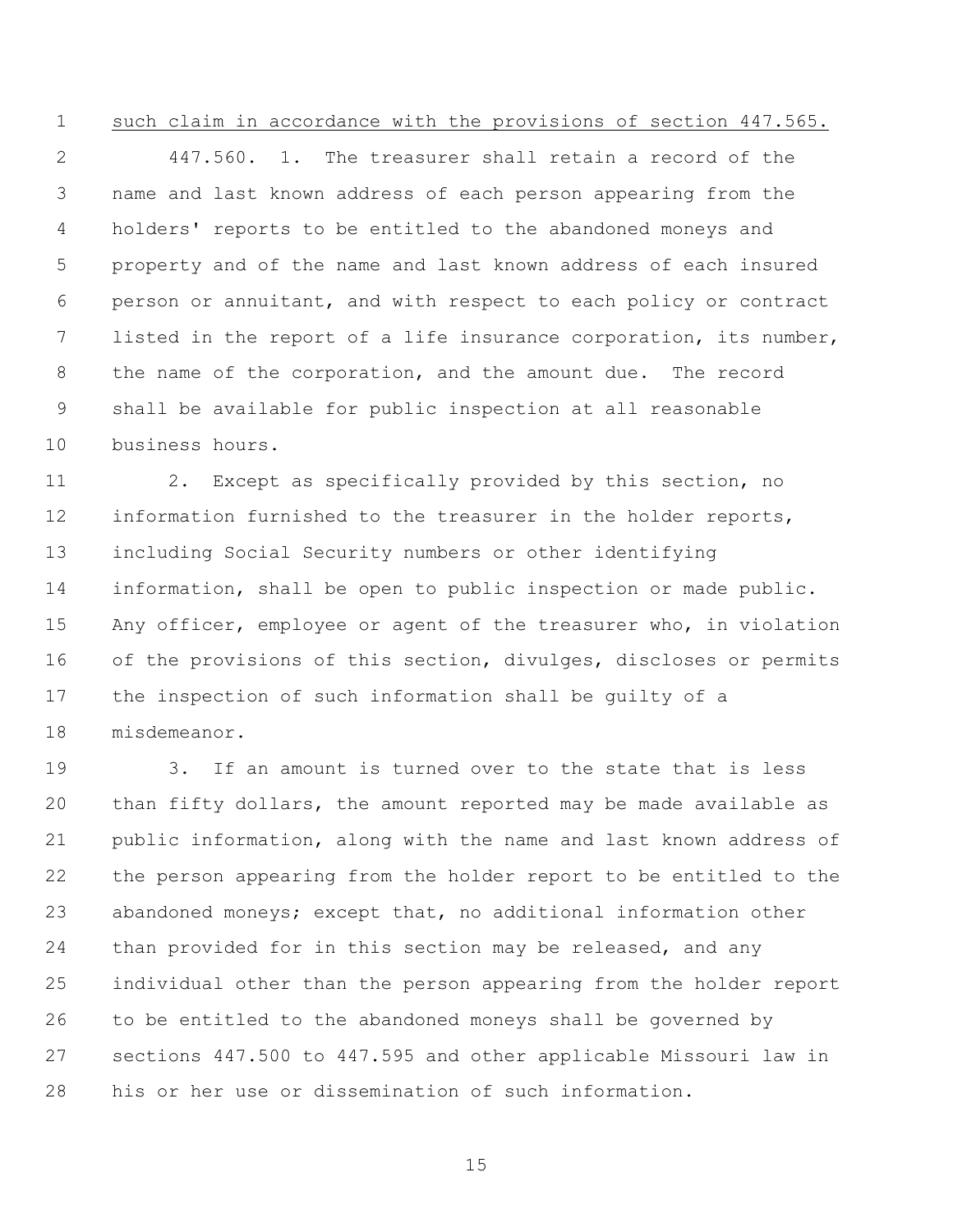such claim in accordance with the provisions of section 447.565.

447.560. 1. The treasurer shall retain a record of the name and last known address of each person appearing from the holders' reports to be entitled to the abandoned moneys and property and of the name and last known address of each insured person or annuitant, and with respect to each policy or contract listed in the report of a life insurance corporation, its number, the name of the corporation, and the amount due. The record shall be available for public inspection at all reasonable business hours.

2. Except as specifically provided by this section, no information furnished to the treasurer in the holder reports, including Social Security numbers or other identifying information, shall be open to public inspection or made public. Any officer, employee or agent of the treasurer who, in violation of the provisions of this section, divulges, discloses or permits the inspection of such information shall be guilty of a misdemeanor.

3. If an amount is turned over to the state that is less than fifty dollars, the amount reported may be made available as public information, along with the name and last known address of the person appearing from the holder report to be entitled to the abandoned moneys; except that, no additional information other than provided for in this section may be released, and any individual other than the person appearing from the holder report to be entitled to the abandoned moneys shall be governed by sections 447.500 to 447.595 and other applicable Missouri law in his or her use or dissemination of such information.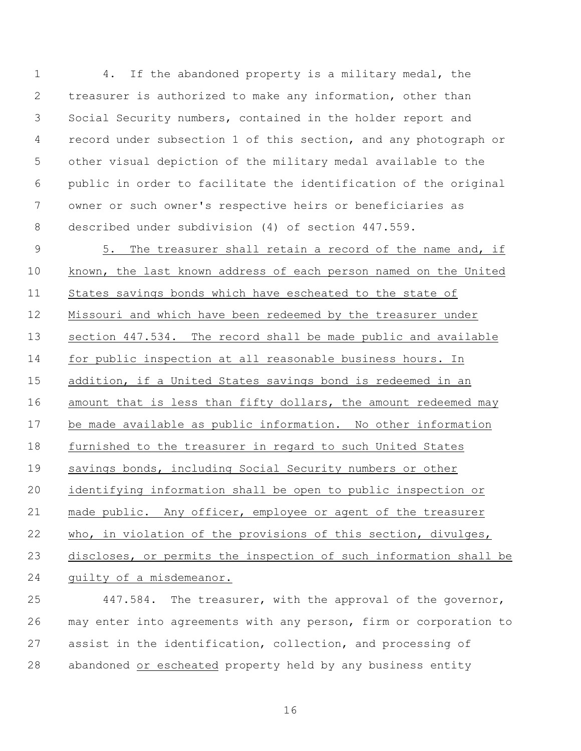4. If the abandoned property is a military medal, the treasurer is authorized to make any information, other than Social Security numbers, contained in the holder report and record under subsection 1 of this section, and any photograph or other visual depiction of the military medal available to the public in order to facilitate the identification of the original owner or such owner's respective heirs or beneficiaries as described under subdivision (4) of section 447.559.

<u>5. The treasurer shall retain a record of the name and, if known, the last known address of each person named on the United States savings bonds which have escheated to the state of Missouri and which have been redeemed by the treasurer under section 447.534. The record shall be made public and available for public inspection at all reasonable business hours. In addition, if a United States savings bond is redeemed in an amount that is less than fifty dollars, the amount redeemed may be made available as public information. No other information furnished to the treasurer in regard to such United States savings bonds, including Social Security numbers or other identifying information shall be open to public inspection or made public. Any officer, employee or agent of the treasurer who, in violation of the provisions of this section, divulges, discloses, or permits the inspection of such information shall be guilty of a misdemeanor.</u>

447.584. The treasurer, with the approval of the governor, may enter into agreements with any person, firm or corporation to assist in the identification, collection, and processing of abandoned <u>or escheated</u> property held by any business entity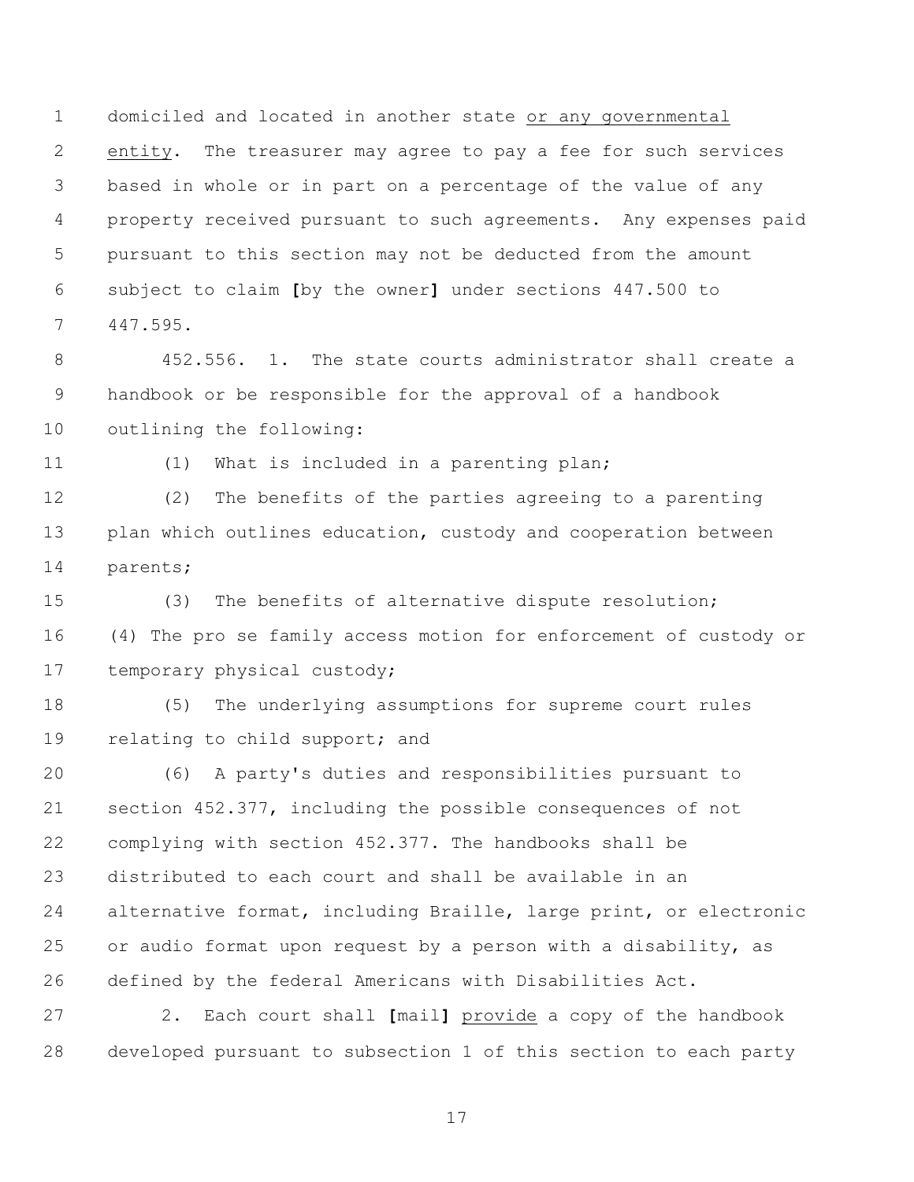domiciled and located in another state <u>or any governmental entity</u>. The treasurer may agree to pay a fee for such services based in whole or in part on a percentage of the value of any property received pursuant to such agreements. Any expenses paid pursuant to this section may not be deducted from the amount subject to claim **[**by the owner**]** under sections 447.500 to 447.595.

452.556. 1. The state courts administrator shall create a handbook or be responsible for the approval of a handbook outlining the following:

(1) What is included in a parenting plan;

(2) The benefits of the parties agreeing to a parenting plan which outlines education, custody and cooperation between parents;

(3) The benefits of alternative dispute resolution;

(4) The pro se family access motion for enforcement of custody or temporary physical custody;

(5) The underlying assumptions for supreme court rules relating to child support; and

(6) A party's duties and responsibilities pursuant to section 452.377, including the possible consequences of not complying with section 452.377. The handbooks shall be distributed to each court and shall be available in an alternative format, including Braille, large print, or electronic or audio format upon request by a person with a disability, as defined by the federal Americans with Disabilities Act.

2. Each court shall **[**mail**]** <u>provide</u> a copy of the handbook developed pursuant to subsection 1 of this section to each party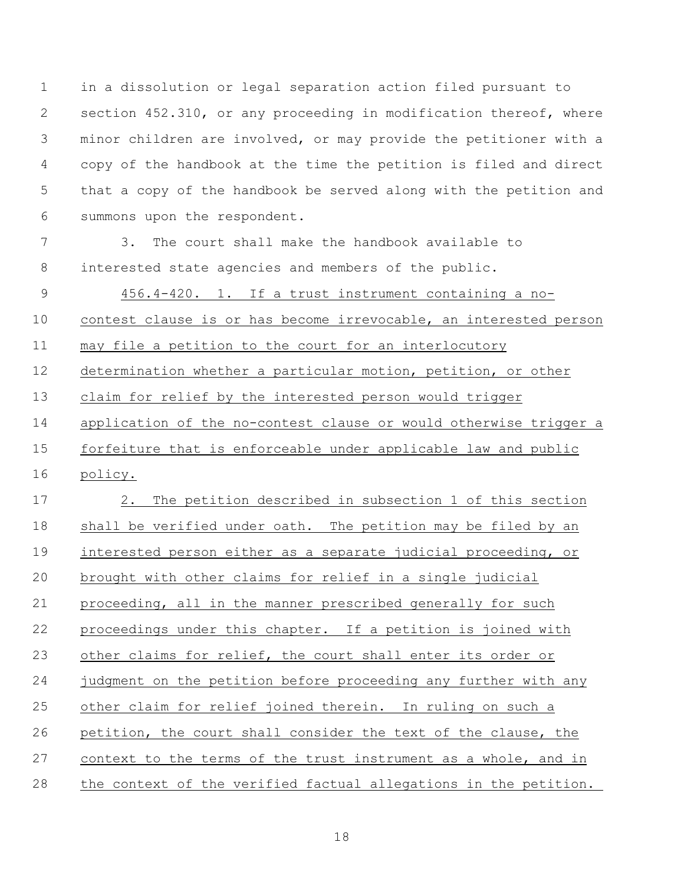in a dissolution or legal separation action filed pursuant to section 452.310, or any proceeding in modification thereof, where minor children are involved, or may provide the petitioner with a copy of the handbook at the time the petition is filed and direct that a copy of the handbook be served along with the petition and summons upon the respondent.

3. The court shall make the handbook available to interested state agencies and members of the public.

456.4-420. 1. If a trust instrument containing a no-contest clause is or has become irrevocable, an interested person may file a petition to the court for an interlocutory determination whether a particular motion, petition, or other claim for relief by the interested person would trigger application of the no-contest clause or would otherwise trigger a forfeiture that is enforceable under applicable law and public policy.

2. The petition described in subsection 1 of this section shall be verified under oath. The petition may be filed by an interested person either as a separate judicial proceeding, or brought with other claims for relief in a single judicial proceeding, all in the manner prescribed generally for such proceedings under this chapter. If a petition is joined with other claims for relief, the court shall enter its order or judgment on the petition before proceeding any further with any other claim for relief joined therein. In ruling on such a petition, the court shall consider the text of the clause, the context to the terms of the trust instrument as a whole, and in the context of the verified factual allegations in the petition.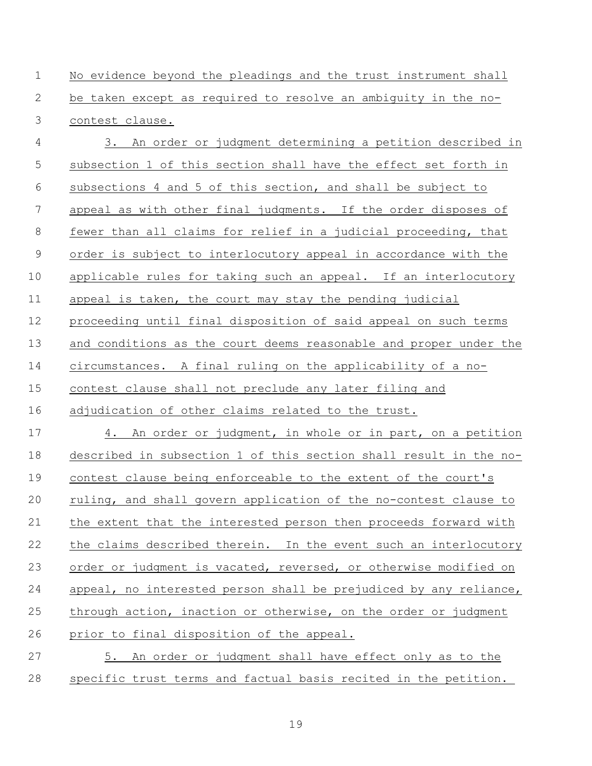No evidence beyond the pleadings and the trust instrument shall be taken except as required to resolve an ambiguity in the no-contest clause.

3. An order or judgment determining a petition described in subsection 1 of this section shall have the effect set forth in subsections 4 and 5 of this section, and shall be subject to appeal as with other final judgments. If the order disposes of fewer than all claims for relief in a judicial proceeding, that order is subject to interlocutory appeal in accordance with the applicable rules for taking such an appeal. If an interlocutory appeal is taken, the court may stay the pending judicial proceeding until final disposition of said appeal on such terms and conditions as the court deems reasonable and proper under the circumstances. A final ruling on the applicability of a no-contest clause shall not preclude any later filing and adjudication of other claims related to the trust.

4. An order or judgment, in whole or in part, on a petition described in subsection 1 of this section shall result in the no-contest clause being enforceable to the extent of the court's ruling, and shall govern application of the no-contest clause to the extent that the interested person then proceeds forward with the claims described therein. In the event such an interlocutory order or judgment is vacated, reversed, or otherwise modified on appeal, no interested person shall be prejudiced by any reliance, through action, inaction or otherwise, on the order or judgment prior to final disposition of the appeal.

5. An order or judgment shall have effect only as to the specific trust terms and factual basis recited in the petition.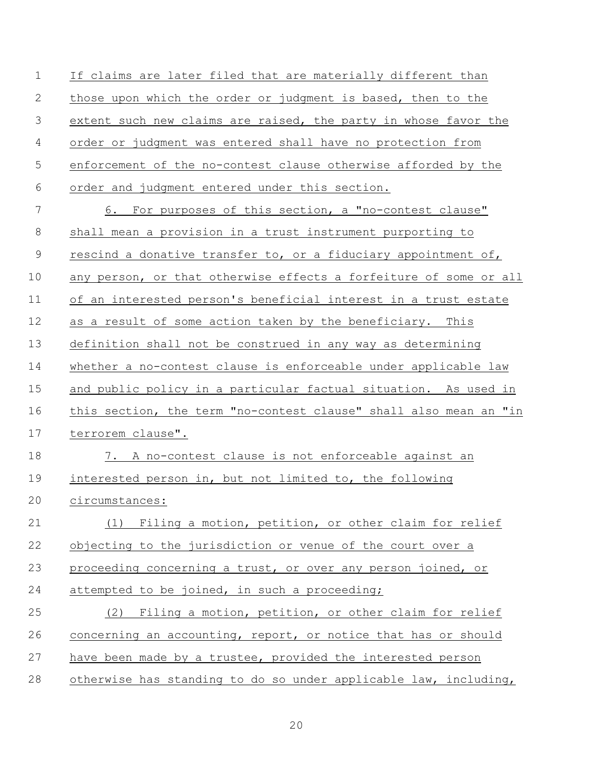If claims are later filed that are materially different than those upon which the order or judgment is based, then to the extent such new claims are raised, the party in whose favor the order or judgment was entered shall have no protection from enforcement of the no-contest clause otherwise afforded by the order and judgment entered under this section.

6. For purposes of this section, a "no-contest clause" shall mean a provision in a trust instrument purporting to rescind a donative transfer to, or a fiduciary appointment of, any person, or that otherwise effects a forfeiture of some or all of an interested person's beneficial interest in a trust estate as a result of some action taken by the beneficiary. This definition shall not be construed in any way as determining whether a no-contest clause is enforceable under applicable law and public policy in a particular factual situation. As used in this section, the term "no-contest clause" shall also mean an "in terrorem clause".

7. A no-contest clause is not enforceable against an interested person in, but not limited to, the following circumstances:

(1) Filing a motion, petition, or other claim for relief objecting to the jurisdiction or venue of the court over a proceeding concerning a trust, or over any person joined, or attempted to be joined, in such a proceeding;

(2) Filing a motion, petition, or other claim for relief concerning an accounting, report, or notice that has or should have been made by a trustee, provided the interested person otherwise has standing to do so under applicable law, including,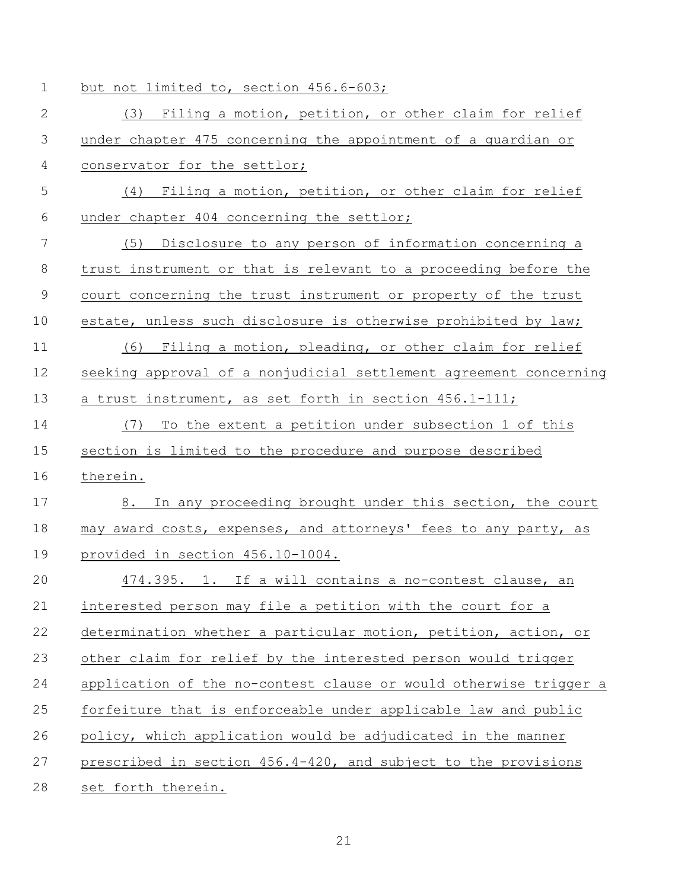but not limited to, section 456.6-603;

(3) Filing a motion, petition, or other claim for relief under chapter 475 concerning the appointment of a guardian or conservator for the settlor;

(4) Filing a motion, petition, or other claim for relief under chapter 404 concerning the settlor;

(5) Disclosure to any person of information concerning a trust instrument or that is relevant to a proceeding before the court concerning the trust instrument or property of the trust estate, unless such disclosure is otherwise prohibited by law;

(6) Filing a motion, pleading, or other claim for relief seeking approval of a nonjudicial settlement agreement concerning a trust instrument, as set forth in section 456.1-111;

(7) To the extent a petition under subsection 1 of this section is limited to the procedure and purpose described therein.

8. In any proceeding brought under this section, the court may award costs, expenses, and attorneys' fees to any party, as provided in section 456.10-1004.

474.395. 1. If a will contains a no-contest clause, an interested person may file a petition with the court for a determination whether a particular motion, petition, action, or other claim for relief by the interested person would trigger application of the no-contest clause or would otherwise trigger a forfeiture that is enforceable under applicable law and public policy, which application would be adjudicated in the manner prescribed in section 456.4-420, and subject to the provisions set forth therein.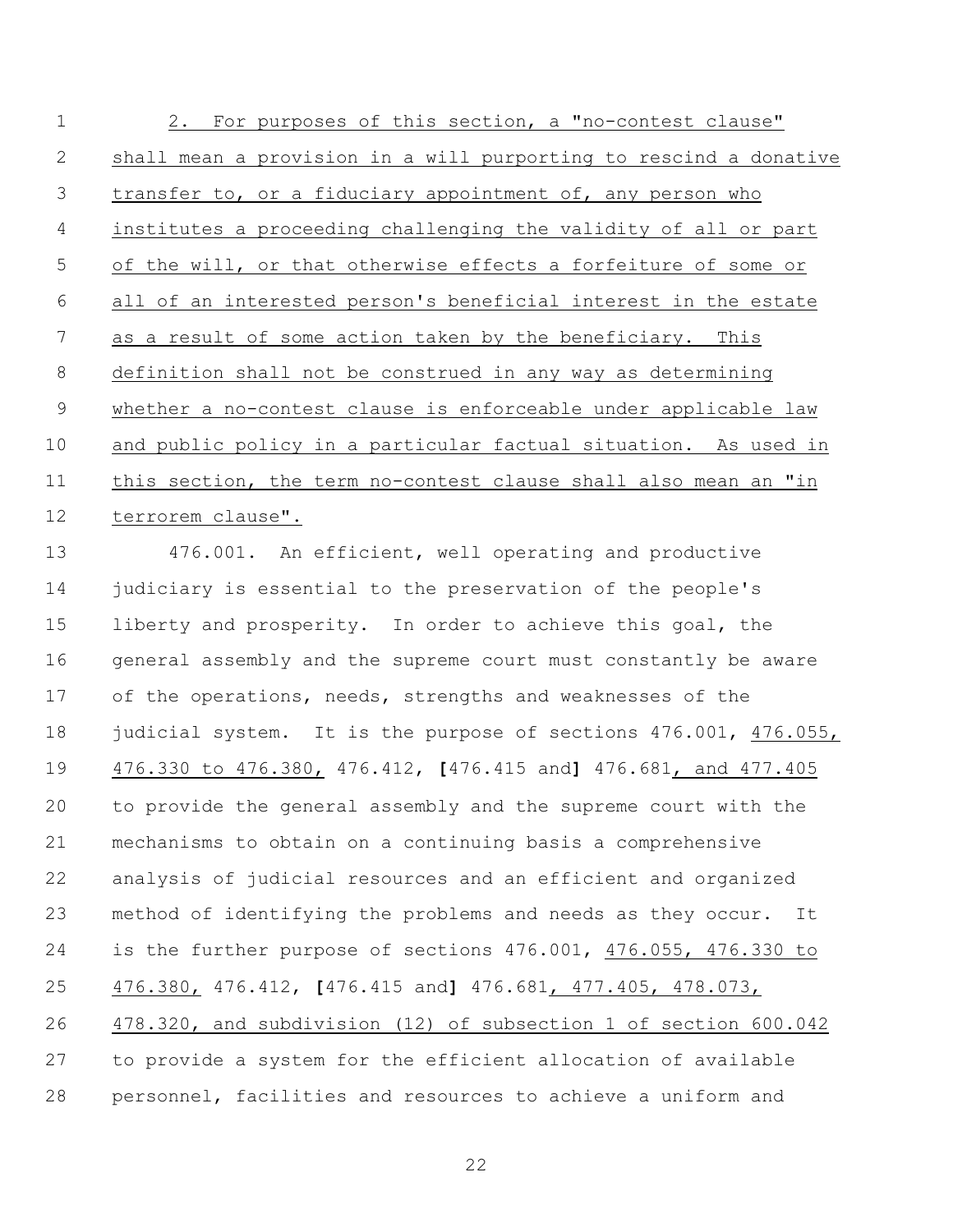2. For purposes of this section, a "no-contest clause" shall mean a provision in a will purporting to rescind a donative transfer to, or a fiduciary appointment of, any person who institutes a proceeding challenging the validity of all or part of the will, or that otherwise effects a forfeiture of some or all of an interested person's beneficial interest in the estate as a result of some action taken by the beneficiary. This definition shall not be construed in any way as determining whether a no-contest clause is enforceable under applicable law and public policy in a particular factual situation. As used in this section, the term no-contest clause shall also mean an "in terrorem clause".

476.001. An efficient, well operating and productive judiciary is essential to the preservation of the people's liberty and prosperity. In order to achieve this goal, the general assembly and the supreme court must constantly be aware of the operations, needs, strengths and weaknesses of the judicial system. It is the purpose of sections 476.001, 476.055, 476.330 to 476.380, 476.412, [476.415 and] 476.681, and 477.405 to provide the general assembly and the supreme court with the mechanisms to obtain on a continuing basis a comprehensive analysis of judicial resources and an efficient and organized method of identifying the problems and needs as they occur. It is the further purpose of sections 476.001, 476.055, 476.330 to 476.380, 476.412, [476.415 and] 476.681, 477.405, 478.073, 478.320, and subdivision (12) of subsection 1 of section 600.042 to provide a system for the efficient allocation of available personnel, facilities and resources to achieve a uniform and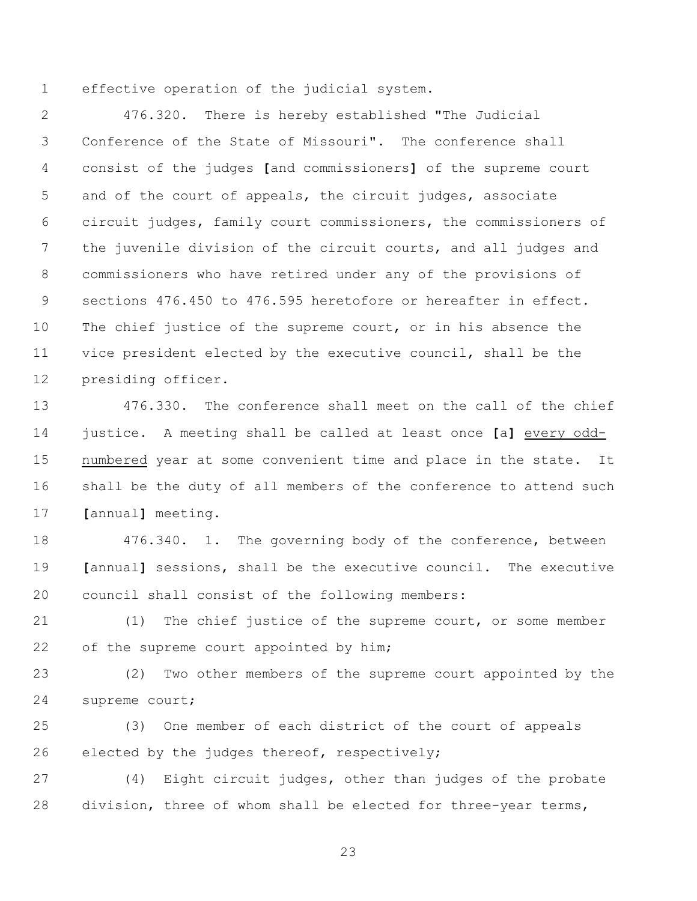effective operation of the judicial system.

476.320. There is hereby established "The Judicial Conference of the State of Missouri". The conference shall consist of the judges **[**and commissioners**]** of the supreme court and of the court of appeals, the circuit judges, associate circuit judges, family court commissioners, the commissioners of the juvenile division of the circuit courts, and all judges and commissioners who have retired under any of the provisions of sections 476.450 to 476.595 heretofore or hereafter in effect. The chief justice of the supreme court, or in his absence the vice president elected by the executive council, shall be the presiding officer.

476.330. The conference shall meet on the call of the chief justice. A meeting shall be called at least once **[**a**]** <u>every odd-numbered</u> year at some convenient time and place in the state. It shall be the duty of all members of the conference to attend such **[**annual**]** meeting.

476.340. 1. The governing body of the conference, between **[**annual**]** sessions, shall be the executive council. The executive council shall consist of the following members:

(1) The chief justice of the supreme court, or some member of the supreme court appointed by him;

(2) Two other members of the supreme court appointed by the supreme court;

(3) One member of each district of the court of appeals elected by the judges thereof, respectively;

(4) Eight circuit judges, other than judges of the probate division, three of whom shall be elected for three-year terms,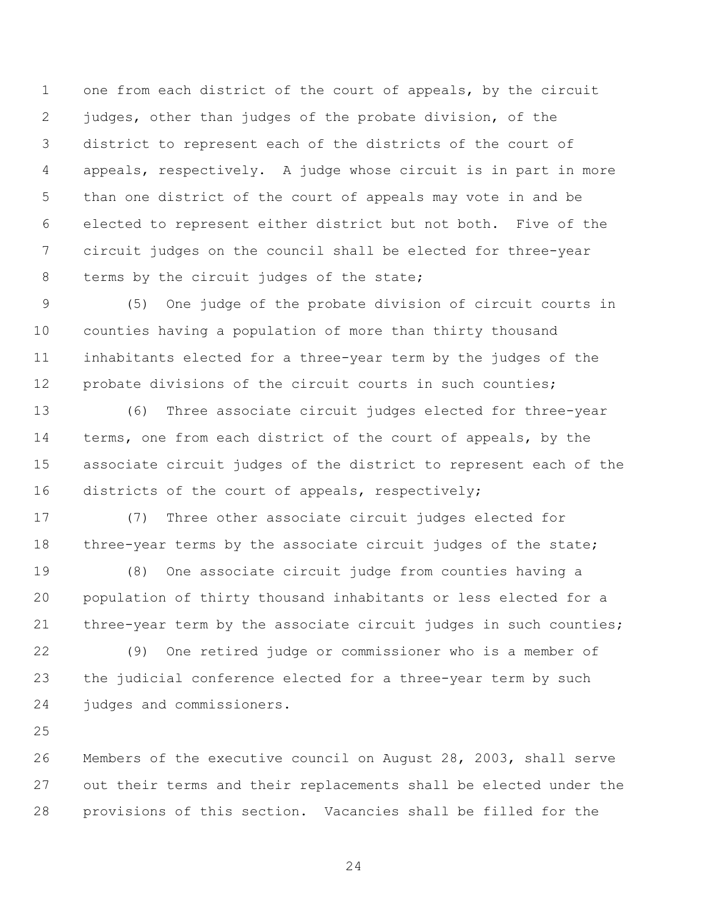one from each district of the court of appeals, by the circuit judges, other than judges of the probate division, of the district to represent each of the districts of the court of appeals, respectively. A judge whose circuit is in part in more than one district of the court of appeals may vote in and be elected to represent either district but not both. Five of the circuit judges on the council shall be elected for three-year terms by the circuit judges of the state;

(5) One judge of the probate division of circuit courts in counties having a population of more than thirty thousand inhabitants elected for a three-year term by the judges of the probate divisions of the circuit courts in such counties;

(6) Three associate circuit judges elected for three-year terms, one from each district of the court of appeals, by the associate circuit judges of the district to represent each of the districts of the court of appeals, respectively;

(7) Three other associate circuit judges elected for three-year terms by the associate circuit judges of the state;

(8) One associate circuit judge from counties having a population of thirty thousand inhabitants or less elected for a three-year term by the associate circuit judges in such counties;

(9) One retired judge or commissioner who is a member of the judicial conference elected for a three-year term by such judges and commissioners.

Members of the executive council on August 28, 2003, shall serve out their terms and their replacements shall be elected under the provisions of this section. Vacancies shall be filled for the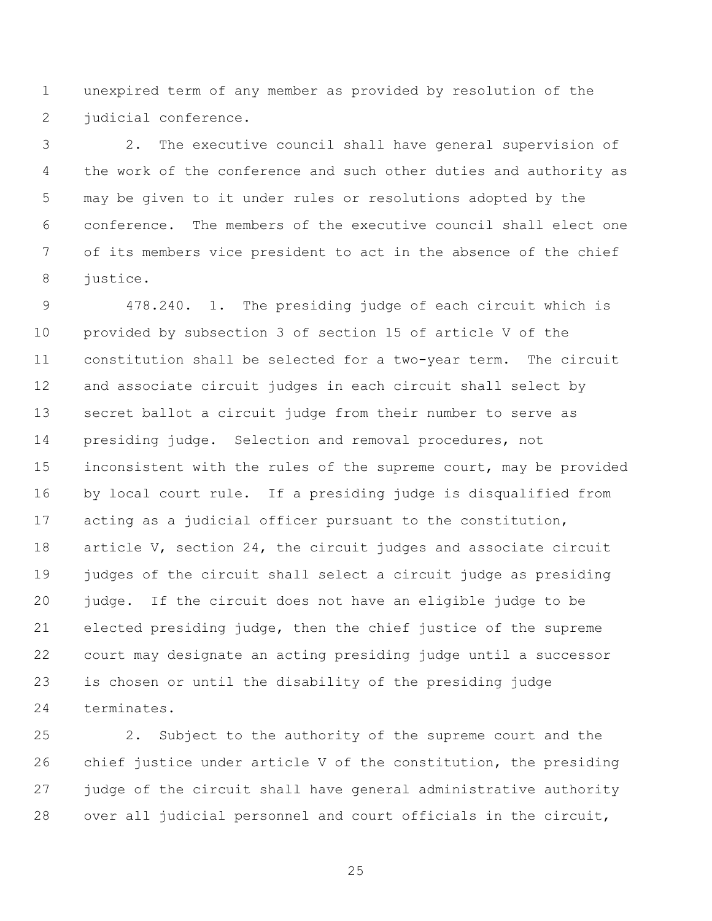unexpired term of any member as provided by resolution of the judicial conference.

2. The executive council shall have general supervision of the work of the conference and such other duties and authority as may be given to it under rules or resolutions adopted by the conference. The members of the executive council shall elect one of its members vice president to act in the absence of the chief justice.

478.240. 1. The presiding judge of each circuit which is provided by subsection 3 of section 15 of article V of the constitution shall be selected for a two-year term. The circuit and associate circuit judges in each circuit shall select by secret ballot a circuit judge from their number to serve as presiding judge. Selection and removal procedures, not inconsistent with the rules of the supreme court, may be provided by local court rule. If a presiding judge is disqualified from acting as a judicial officer pursuant to the constitution, article V, section 24, the circuit judges and associate circuit judges of the circuit shall select a circuit judge as presiding judge. If the circuit does not have an eligible judge to be elected presiding judge, then the chief justice of the supreme court may designate an acting presiding judge until a successor is chosen or until the disability of the presiding judge terminates.

2. Subject to the authority of the supreme court and the chief justice under article V of the constitution, the presiding judge of the circuit shall have general administrative authority over all judicial personnel and court officials in the circuit,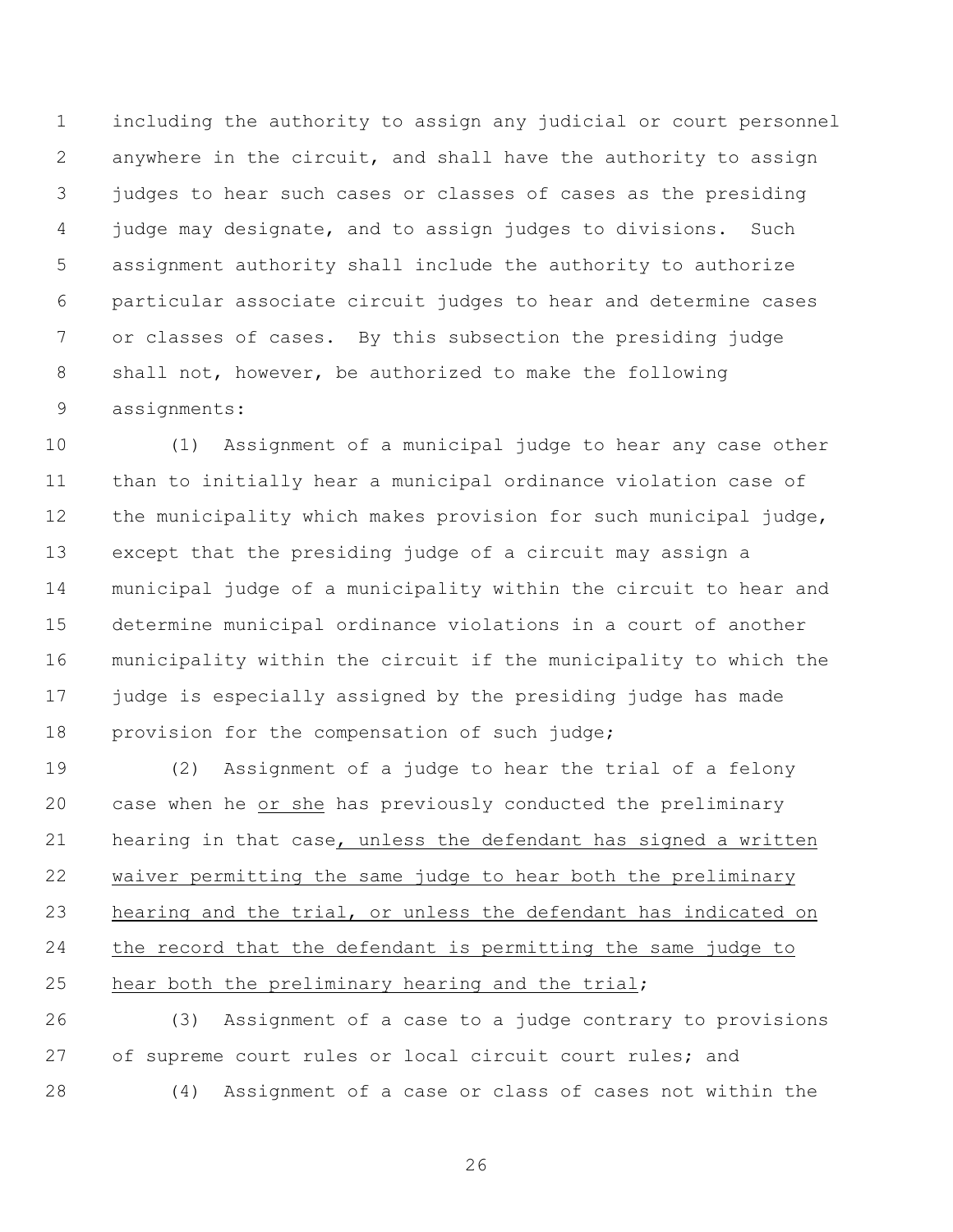including the authority to assign any judicial or court personnel anywhere in the circuit, and shall have the authority to assign judges to hear such cases or classes of cases as the presiding judge may designate, and to assign judges to divisions. Such assignment authority shall include the authority to authorize particular associate circuit judges to hear and determine cases or classes of cases. By this subsection the presiding judge shall not, however, be authorized to make the following assignments:

(1) Assignment of a municipal judge to hear any case other than to initially hear a municipal ordinance violation case of the municipality which makes provision for such municipal judge, except that the presiding judge of a circuit may assign a municipal judge of a municipality within the circuit to hear and determine municipal ordinance violations in a court of another municipality within the circuit if the municipality to which the judge is especially assigned by the presiding judge has made provision for the compensation of such judge;

(2) Assignment of a judge to hear the trial of a felony case when he <u>or she</u> has previously conducted the preliminary hearing in that case<u>, unless the defendant has signed a written waiver permitting the same judge to hear both the preliminary hearing and the trial, or unless the defendant has indicated on the record that the defendant is permitting the same judge to hear both the preliminary hearing and the trial</u>;

(3) Assignment of a case to a judge contrary to provisions of supreme court rules or local circuit court rules; and

(4) Assignment of a case or class of cases not within the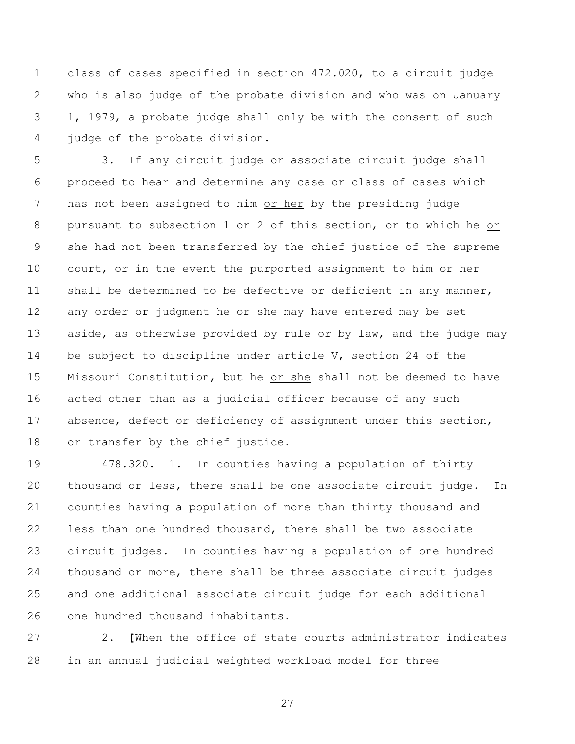class of cases specified in section 472.020, to a circuit judge who is also judge of the probate division and who was on January 1, 1979, a probate judge shall only be with the consent of such judge of the probate division.

3. If any circuit judge or associate circuit judge shall proceed to hear and determine any case or class of cases which has not been assigned to him or her by the presiding judge pursuant to subsection 1 or 2 of this section, or to which he or she had not been transferred by the chief justice of the supreme court, or in the event the purported assignment to him or her shall be determined to be defective or deficient in any manner, any order or judgment he or she may have entered may be set aside, as otherwise provided by rule or by law, and the judge may be subject to discipline under article V, section 24 of the Missouri Constitution, but he or she shall not be deemed to have acted other than as a judicial officer because of any such absence, defect or deficiency of assignment under this section, or transfer by the chief justice.

478.320. 1. In counties having a population of thirty thousand or less, there shall be one associate circuit judge. In counties having a population of more than thirty thousand and less than one hundred thousand, there shall be two associate circuit judges. In counties having a population of one hundred thousand or more, there shall be three associate circuit judges and one additional associate circuit judge for each additional one hundred thousand inhabitants.

2. **[**When the office of state courts administrator indicates in an annual judicial weighted workload model for three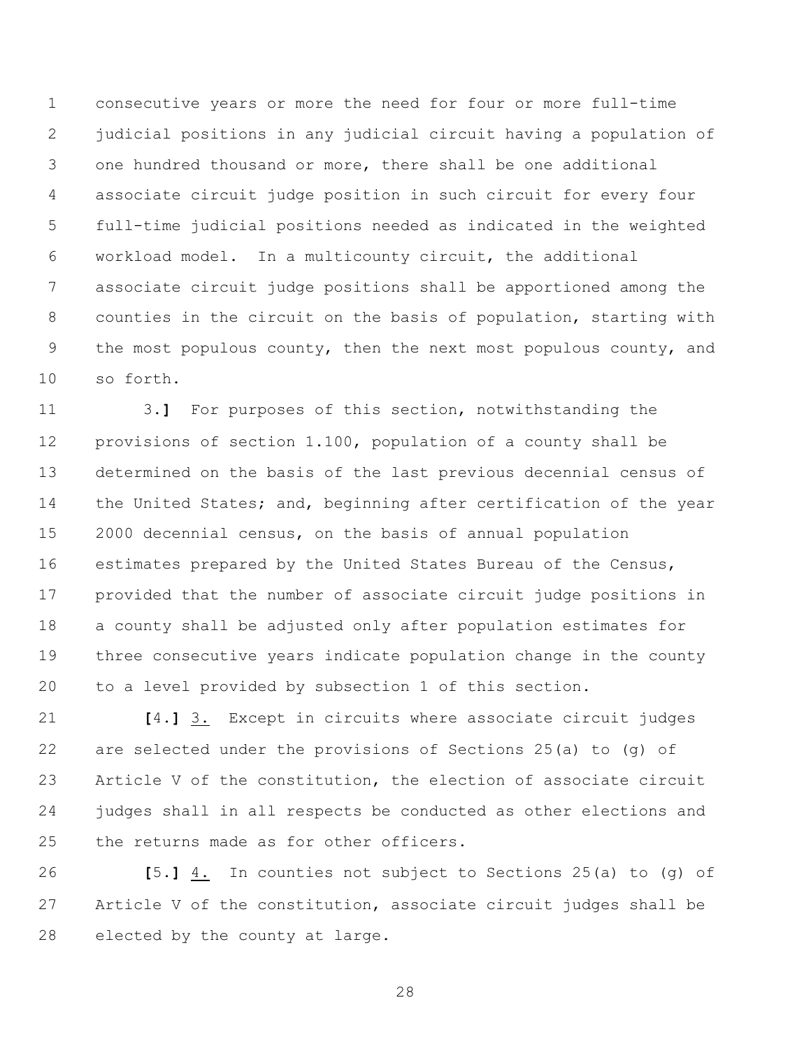consecutive years or more the need for four or more full-time judicial positions in any judicial circuit having a population of one hundred thousand or more, there shall be one additional associate circuit judge position in such circuit for every four full-time judicial positions needed as indicated in the weighted workload model. In a multicounty circuit, the additional associate circuit judge positions shall be apportioned among the counties in the circuit on the basis of population, starting with the most populous county, then the next most populous county, and so forth.

3.] For purposes of this section, notwithstanding the provisions of section 1.100, population of a county shall be determined on the basis of the last previous decennial census of the United States; and, beginning after certification of the year 2000 decennial census, on the basis of annual population estimates prepared by the United States Bureau of the Census, provided that the number of associate circuit judge positions in a county shall be adjusted only after population estimates for three consecutive years indicate population change in the county to a level provided by subsection 1 of this section.

[4.] 3. Except in circuits where associate circuit judges are selected under the provisions of Sections 25(a) to (g) of Article V of the constitution, the election of associate circuit judges shall in all respects be conducted as other elections and the returns made as for other officers.

[5.] 4. In counties not subject to Sections 25(a) to (g) of Article V of the constitution, associate circuit judges shall be elected by the county at large.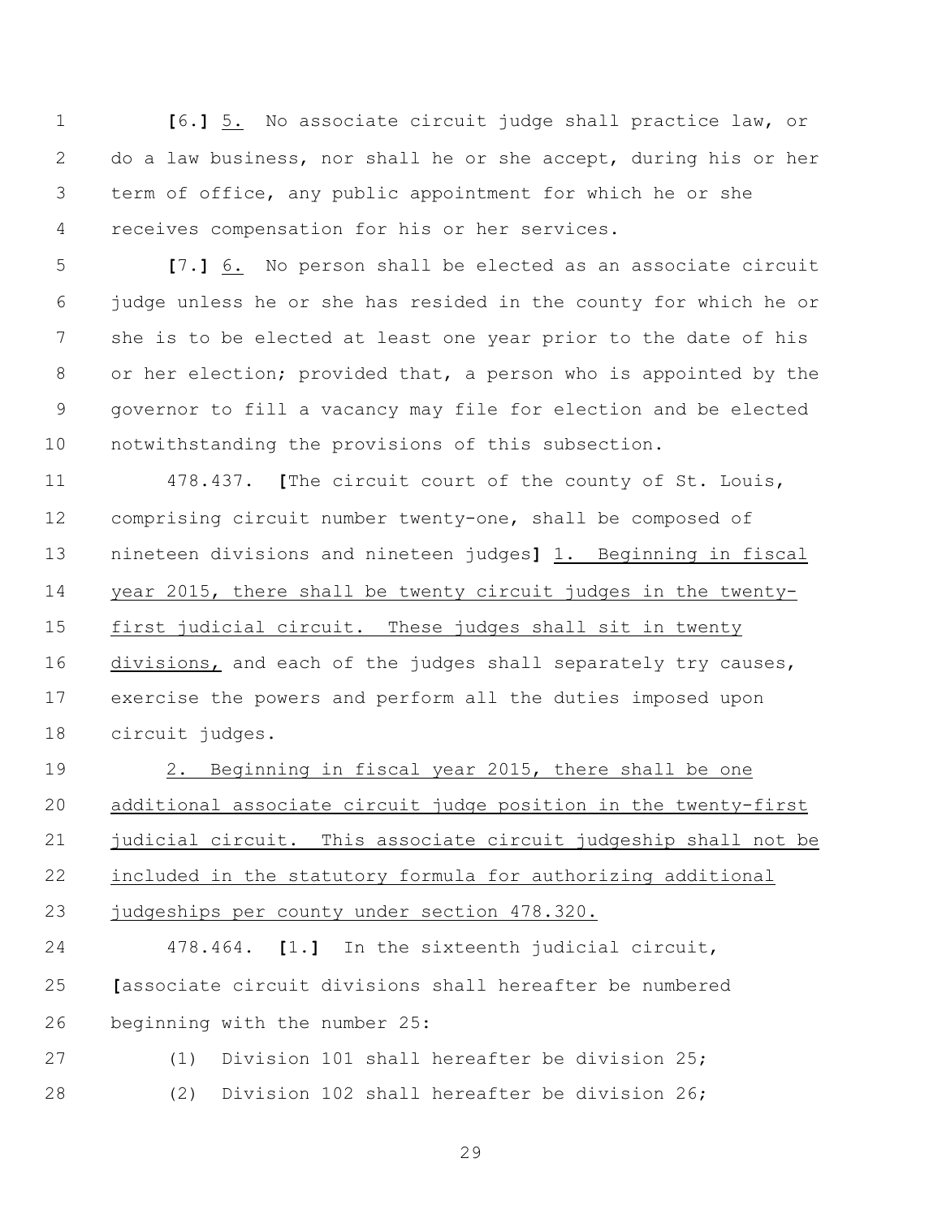**[**6.**]** 5. No associate circuit judge shall practice law, or do a law business, nor shall he or she accept, during his or her term of office, any public appointment for which he or she receives compensation for his or her services.

**[**7.**]** 6. No person shall be elected as an associate circuit judge unless he or she has resided in the county for which he or she is to be elected at least one year prior to the date of his or her election; provided that, a person who is appointed by the governor to fill a vacancy may file for election and be elected notwithstanding the provisions of this subsection.

478.437. **[**The circuit court of the county of St. Louis, comprising circuit number twenty-one, shall be composed of nineteen divisions and nineteen judges**]** 1. Beginning in fiscal year 2015, there shall be twenty circuit judges in the twenty-first judicial circuit. These judges shall sit in twenty divisions, and each of the judges shall separately try causes, exercise the powers and perform all the duties imposed upon circuit judges.

2. Beginning in fiscal year 2015, there shall be one additional associate circuit judge position in the twenty-first judicial circuit. This associate circuit judgeship shall not be included in the statutory formula for authorizing additional judgeships per county under section 478.320.

478.464. **[**1.**]** In the sixteenth judicial circuit, **[**associate circuit divisions shall hereafter be numbered beginning with the number 25:

(1) Division 101 shall hereafter be division 25;

(2) Division 102 shall hereafter be division 26;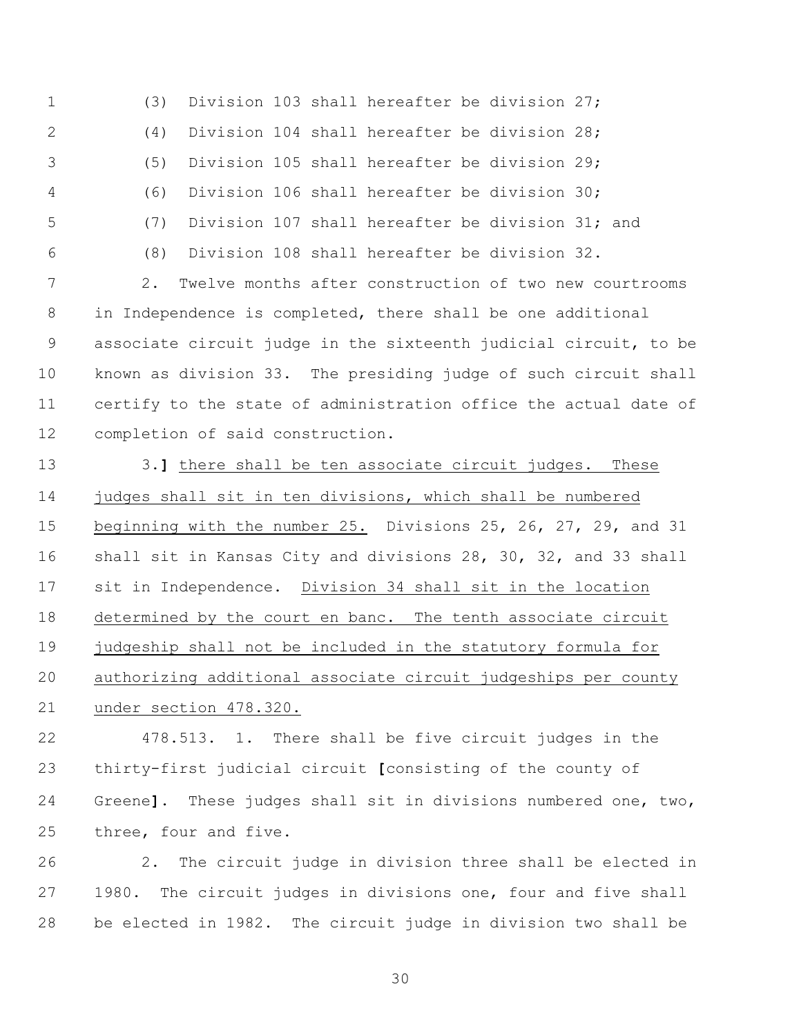(3) Division 103 shall hereafter be division 27;

(4) Division 104 shall hereafter be division 28;

(5) Division 105 shall hereafter be division 29;

(6) Division 106 shall hereafter be division 30;

(7) Division 107 shall hereafter be division 31; and

(8) Division 108 shall hereafter be division 32.

2. Twelve months after construction of two new courtrooms in Independence is completed, there shall be one additional associate circuit judge in the sixteenth judicial circuit, to be known as division 33. The presiding judge of such circuit shall certify to the state of administration office the actual date of completion of said construction.

3.] there shall be ten associate circuit judges. These judges shall sit in ten divisions, which shall be numbered beginning with the number 25. Divisions 25, 26, 27, 29, and 31 shall sit in Kansas City and divisions 28, 30, 32, and 33 shall sit in Independence. Division 34 shall sit in the location determined by the court en banc. The tenth associate circuit judgeship shall not be included in the statutory formula for authorizing additional associate circuit judgeships per county under section 478.320.

478.513. 1. There shall be five circuit judges in the thirty-first judicial circuit [consisting of the county of Greene]. These judges shall sit in divisions numbered one, two, three, four and five.

2. The circuit judge in division three shall be elected in 1980. The circuit judges in divisions one, four and five shall be elected in 1982. The circuit judge in division two shall be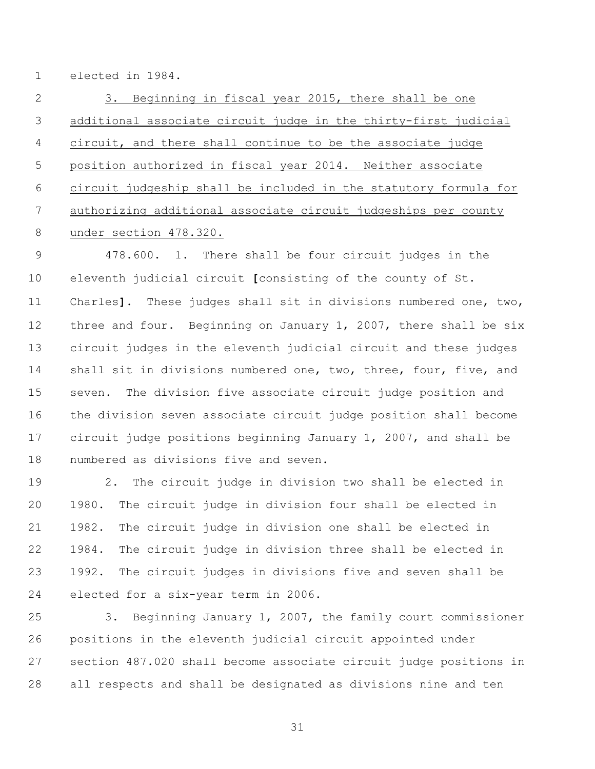elected in 1984.

<u>3. Beginning in fiscal year 2015, there shall be one additional associate circuit judge in the thirty-first judicial circuit, and there shall continue to be the associate judge position authorized in fiscal year 2014. Neither associate circuit judgeship shall be included in the statutory formula for authorizing additional associate circuit judgeships per county under section 478.320.</u>

478.600. 1. There shall be four circuit judges in the eleventh judicial circuit **[**consisting of the county of St. Charles**]**. These judges shall sit in divisions numbered one, two, three and four. Beginning on January 1, 2007, there shall be six circuit judges in the eleventh judicial circuit and these judges shall sit in divisions numbered one, two, three, four, five, and seven. The division five associate circuit judge position and the division seven associate circuit judge position shall become circuit judge positions beginning January 1, 2007, and shall be numbered as divisions five and seven.

2. The circuit judge in division two shall be elected in 1980. The circuit judge in division four shall be elected in 1982. The circuit judge in division one shall be elected in 1984. The circuit judge in division three shall be elected in 1992. The circuit judges in divisions five and seven shall be elected for a six-year term in 2006.

3. Beginning January 1, 2007, the family court commissioner positions in the eleventh judicial circuit appointed under section 487.020 shall become associate circuit judge positions in all respects and shall be designated as divisions nine and ten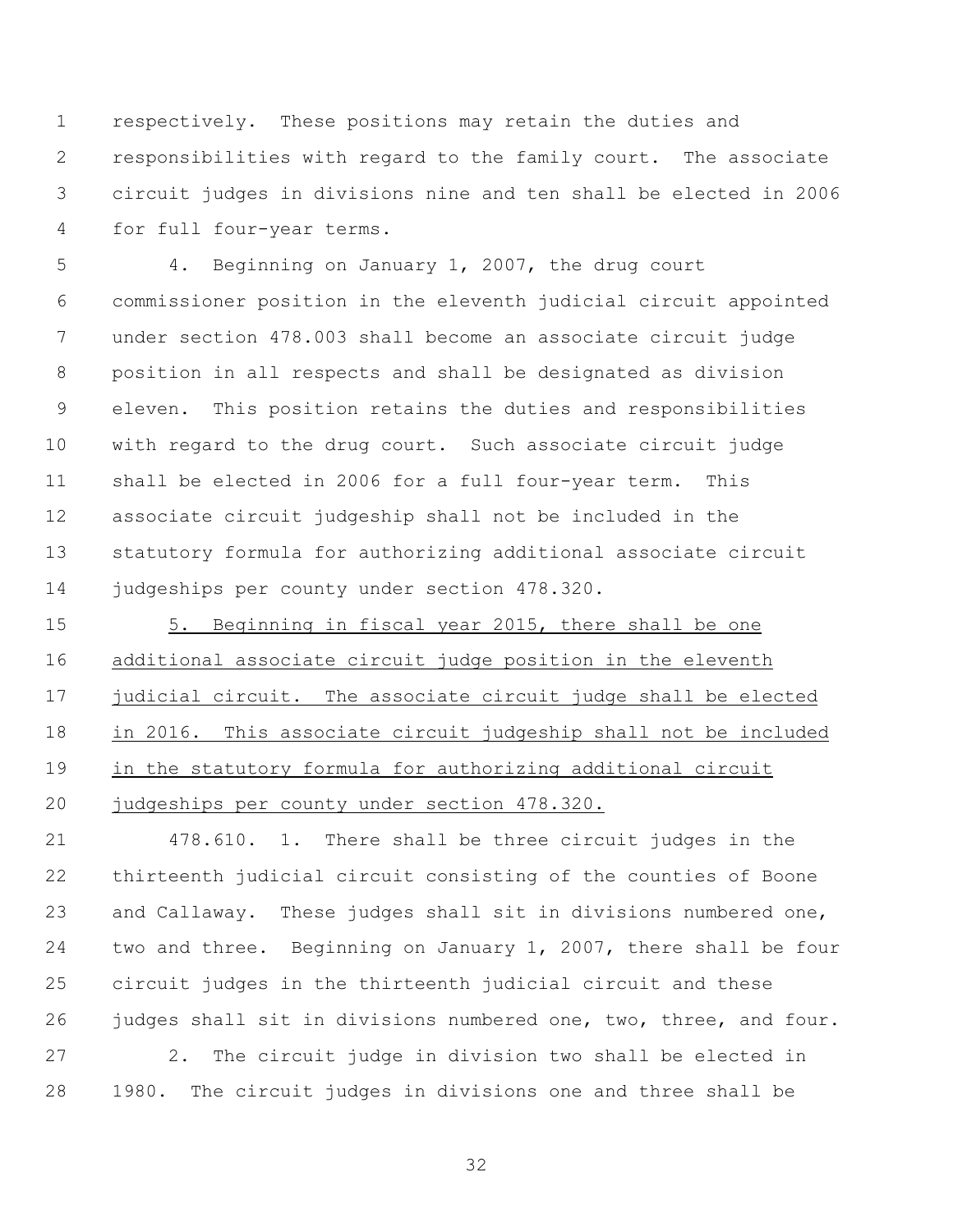respectively. These positions may retain the duties and responsibilities with regard to the family court. The associate circuit judges in divisions nine and ten shall be elected in 2006 for full four-year terms.

4. Beginning on January 1, 2007, the drug court commissioner position in the eleventh judicial circuit appointed under section 478.003 shall become an associate circuit judge position in all respects and shall be designated as division eleven. This position retains the duties and responsibilities with regard to the drug court. Such associate circuit judge shall be elected in 2006 for a full four-year term. This associate circuit judgeship shall not be included in the statutory formula for authorizing additional associate circuit judgeships per county under section 478.320.

<u>5. Beginning in fiscal year 2015, there shall be one additional associate circuit judge position in the eleventh judicial circuit. The associate circuit judge shall be elected in 2016. This associate circuit judgeship shall not be included in the statutory formula for authorizing additional circuit judgeships per county under section 478.320.</u>

478.610. 1. There shall be three circuit judges in the thirteenth judicial circuit consisting of the counties of Boone and Callaway. These judges shall sit in divisions numbered one, two and three. Beginning on January 1, 2007, there shall be four circuit judges in the thirteenth judicial circuit and these judges shall sit in divisions numbered one, two, three, and four.

2. The circuit judge in division two shall be elected in 1980. The circuit judges in divisions one and three shall be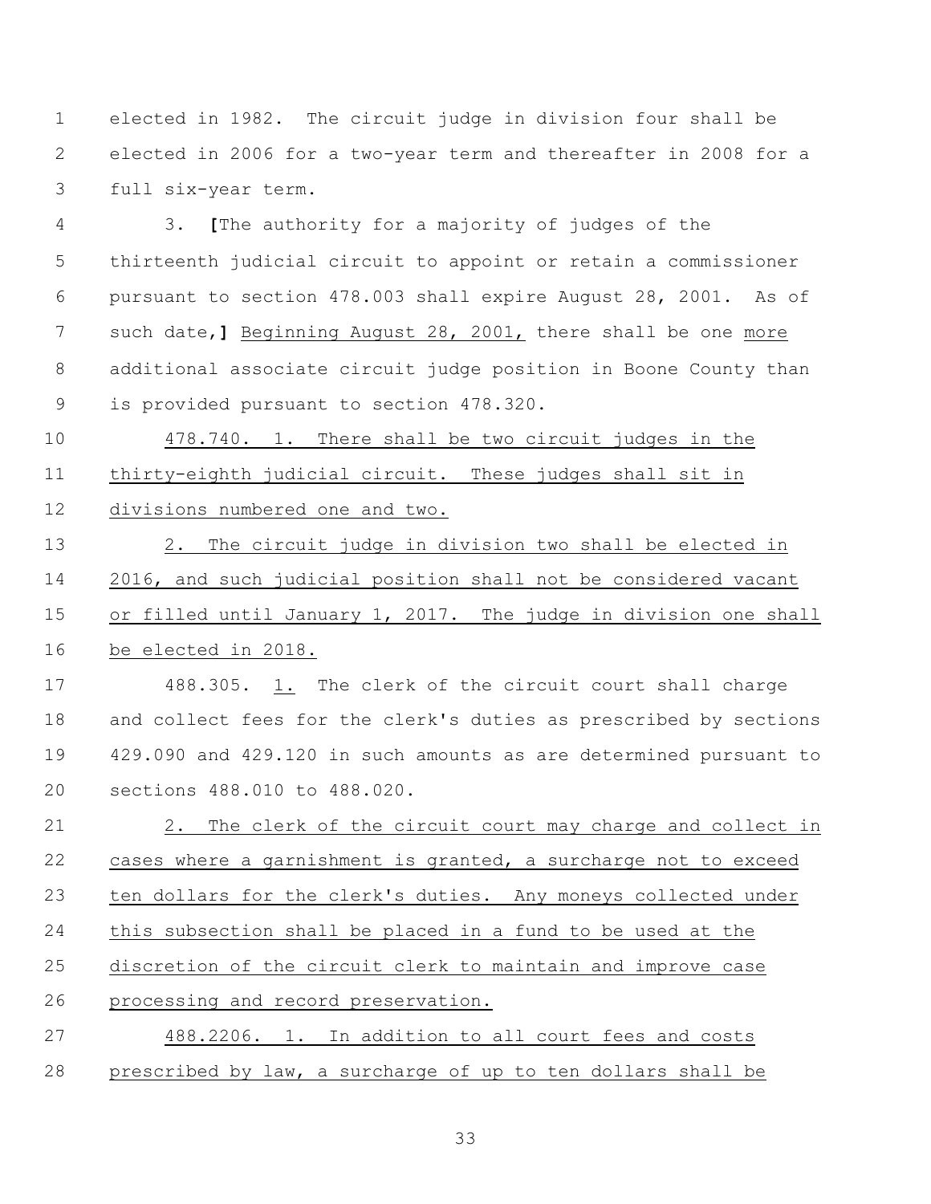elected in 1982. The circuit judge in division four shall be elected in 2006 for a two-year term and thereafter in 2008 for a full six-year term.

3. **[**The authority for a majority of judges of the thirteenth judicial circuit to appoint or retain a commissioner pursuant to section 478.003 shall expire August 28, 2001. As of such date,**]** <u>Beginning August 28, 2001,</u> there shall be one <u>more</u> additional associate circuit judge position in Boone County than is provided pursuant to section 478.320.

<u>478.740. 1. There shall be two circuit judges in the thirty-eighth judicial circuit. These judges shall sit in divisions numbered one and two.</u>

<u>2. The circuit judge in division two shall be elected in 2016, and such judicial position shall not be considered vacant or filled until January 1, 2017. The judge in division one shall be elected in 2018.</u>

488.305. <u>1.</u> The clerk of the circuit court shall charge and collect fees for the clerk's duties as prescribed by sections 429.090 and 429.120 in such amounts as are determined pursuant to sections 488.010 to 488.020.

<u>2. The clerk of the circuit court may charge and collect in cases where a garnishment is granted, a surcharge not to exceed ten dollars for the clerk's duties. Any moneys collected under this subsection shall be placed in a fund to be used at the discretion of the circuit clerk to maintain and improve case processing and record preservation.</u>

<u>488.2206. 1. In addition to all court fees and costs prescribed by law, a surcharge of up to ten dollars shall be</u>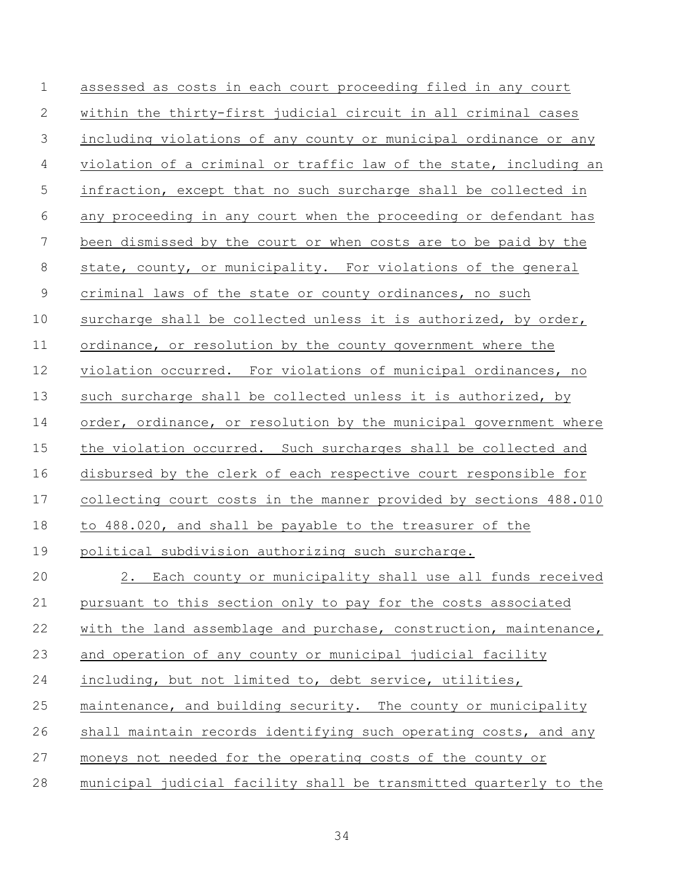assessed as costs in each court proceeding filed in any court within the thirty-first judicial circuit in all criminal cases including violations of any county or municipal ordinance or any violation of a criminal or traffic law of the state, including an infraction, except that no such surcharge shall be collected in any proceeding in any court when the proceeding or defendant has been dismissed by the court or when costs are to be paid by the state, county, or municipality. For violations of the general criminal laws of the state or county ordinances, no such surcharge shall be collected unless it is authorized, by order, ordinance, or resolution by the county government where the violation occurred. For violations of municipal ordinances, no such surcharge shall be collected unless it is authorized, by order, ordinance, or resolution by the municipal government where the violation occurred. Such surcharges shall be collected and disbursed by the clerk of each respective court responsible for collecting court costs in the manner provided by sections 488.010 to 488.020, and shall be payable to the treasurer of the political subdivision authorizing such surcharge.

2. Each county or municipality shall use all funds received pursuant to this section only to pay for the costs associated with the land assemblage and purchase, construction, maintenance, and operation of any county or municipal judicial facility including, but not limited to, debt service, utilities, maintenance, and building security. The county or municipality shall maintain records identifying such operating costs, and any moneys not needed for the operating costs of the county or municipal judicial facility shall be transmitted quarterly to the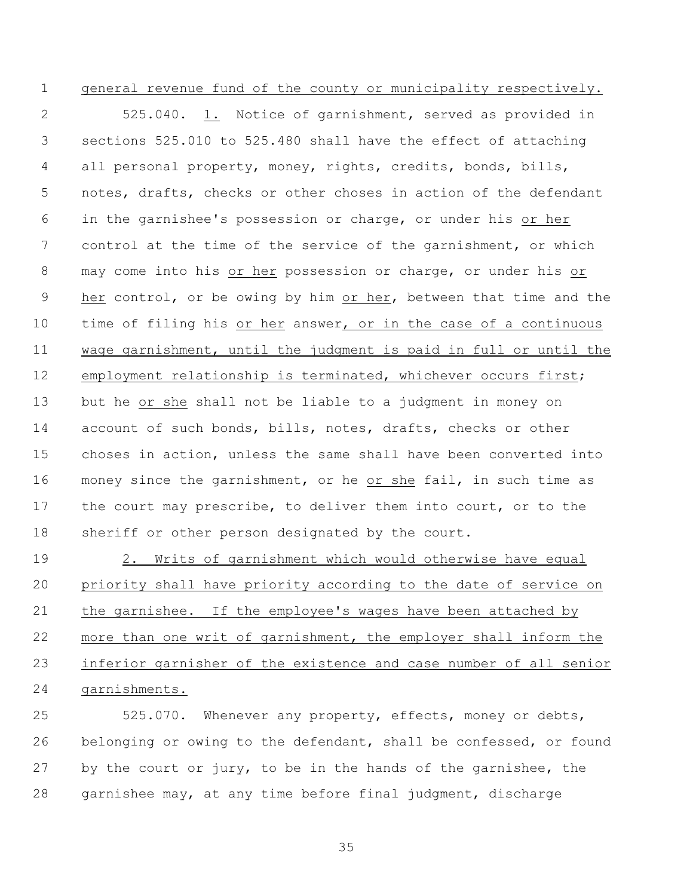general revenue fund of the county or municipality respectively.

525.040. 1. Notice of garnishment, served as provided in sections 525.010 to 525.480 shall have the effect of attaching all personal property, money, rights, credits, bonds, bills, notes, drafts, checks or other choses in action of the defendant in the garnishee's possession or charge, or under his or her control at the time of the service of the garnishment, or which may come into his or her possession or charge, or under his or her control, or be owing by him or her, between that time and the time of filing his or her answer, or in the case of a continuous wage garnishment, until the judgment is paid in full or until the employment relationship is terminated, whichever occurs first; but he or she shall not be liable to a judgment in money on account of such bonds, bills, notes, drafts, checks or other choses in action, unless the same shall have been converted into money since the garnishment, or he or she fail, in such time as the court may prescribe, to deliver them into court, or to the sheriff or other person designated by the court.

2. Writs of garnishment which would otherwise have equal priority shall have priority according to the date of service on the garnishee. If the employee's wages have been attached by more than one writ of garnishment, the employer shall inform the inferior garnisher of the existence and case number of all senior garnishments.

525.070. Whenever any property, effects, money or debts, belonging or owing to the defendant, shall be confessed, or found by the court or jury, to be in the hands of the garnishee, the garnishee may, at any time before final judgment, discharge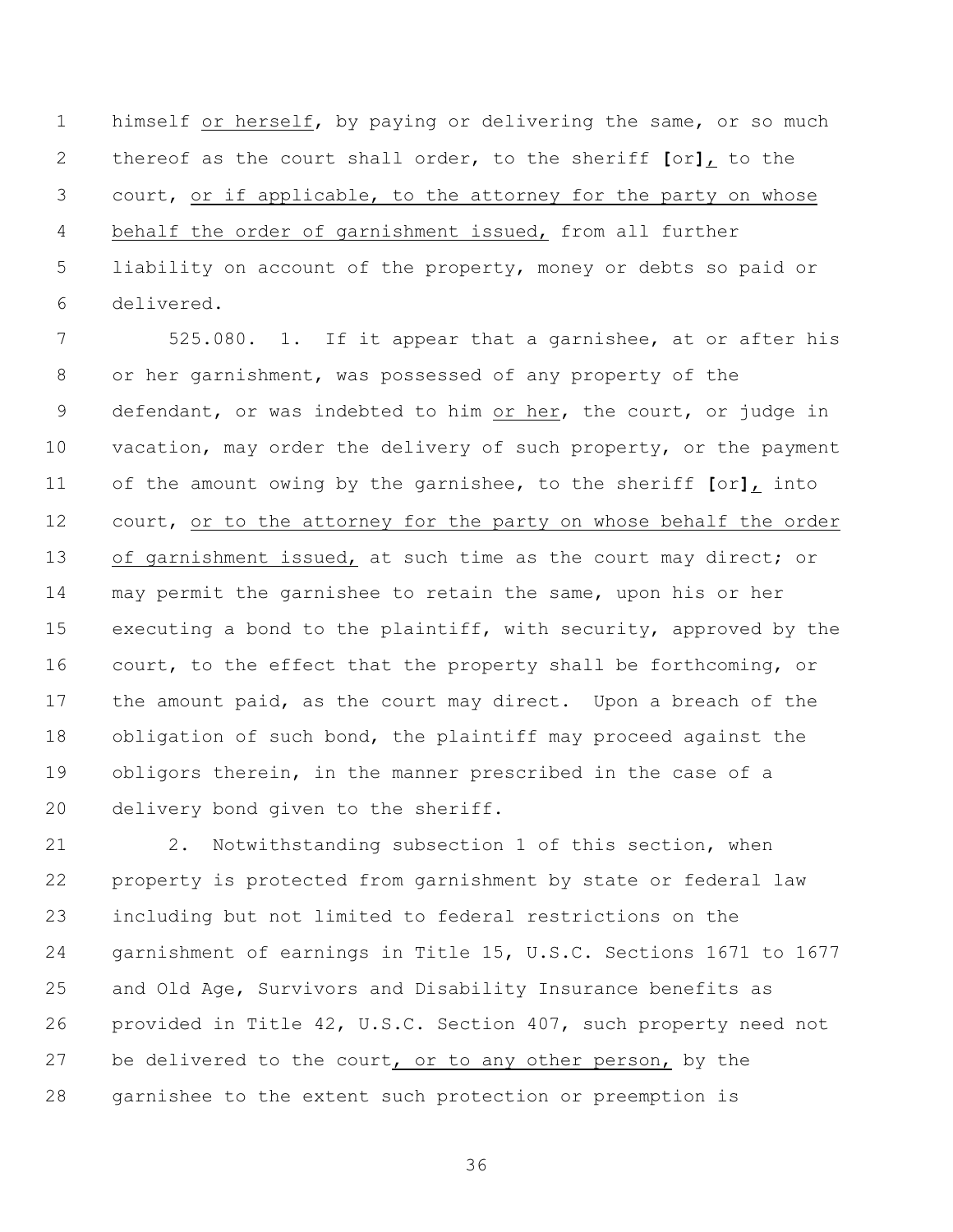himself <u>or herself</u>, by paying or delivering the same, or so much thereof as the court shall order, to the sheriff **[**or**]**<u>,</u> to the court, <u>or if applicable, to the attorney for the party on whose behalf the order of garnishment issued,</u> from all further liability on account of the property, money or debts so paid or delivered.

525.080. 1. If it appear that a garnishee, at or after his or her garnishment, was possessed of any property of the defendant, or was indebted to him <u>or her</u>, the court, or judge in vacation, may order the delivery of such property, or the payment of the amount owing by the garnishee, to the sheriff **[**or**]**<u>,</u> into court, <u>or to the attorney for the party on whose behalf the order of garnishment issued,</u> at such time as the court may direct; or may permit the garnishee to retain the same, upon his or her executing a bond to the plaintiff, with security, approved by the court, to the effect that the property shall be forthcoming, or the amount paid, as the court may direct. Upon a breach of the obligation of such bond, the plaintiff may proceed against the obligors therein, in the manner prescribed in the case of a delivery bond given to the sheriff.

2. Notwithstanding subsection 1 of this section, when property is protected from garnishment by state or federal law including but not limited to federal restrictions on the garnishment of earnings in Title 15, U.S.C. Sections 1671 to 1677 and Old Age, Survivors and Disability Insurance benefits as provided in Title 42, U.S.C. Section 407, such property need not be delivered to the court<u>, or to any other person,</u> by the garnishee to the extent such protection or preemption is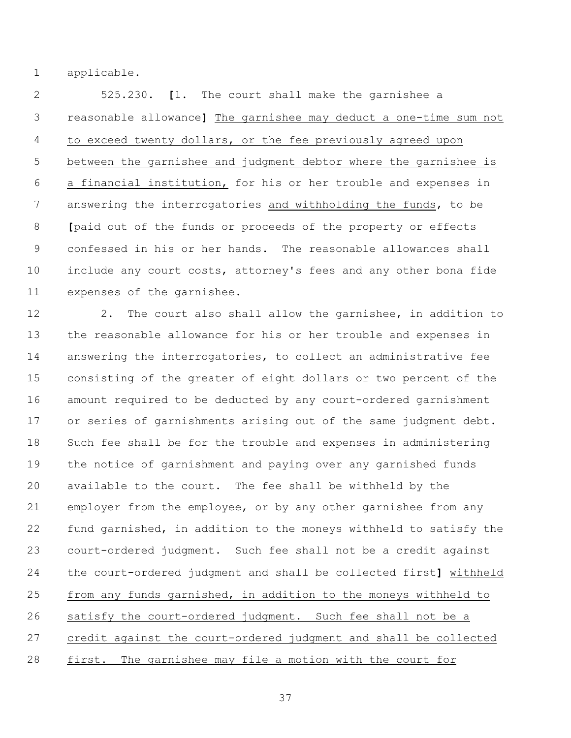applicable.

525.230. [1. The court shall make the garnishee a reasonable allowance] The garnishee may deduct a one-time sum not to exceed twenty dollars, or the fee previously agreed upon between the garnishee and judgment debtor where the garnishee is a financial institution, for his or her trouble and expenses in answering the interrogatories and withholding the funds, to be [paid out of the funds or proceeds of the property or effects confessed in his or her hands. The reasonable allowances shall include any court costs, attorney's fees and any other bona fide expenses of the garnishee.

2. The court also shall allow the garnishee, in addition to the reasonable allowance for his or her trouble and expenses in answering the interrogatories, to collect an administrative fee consisting of the greater of eight dollars or two percent of the amount required to be deducted by any court-ordered garnishment or series of garnishments arising out of the same judgment debt. Such fee shall be for the trouble and expenses in administering the notice of garnishment and paying over any garnished funds available to the court. The fee shall be withheld by the employer from the employee, or by any other garnishee from any fund garnished, in addition to the moneys withheld to satisfy the court-ordered judgment. Such fee shall not be a credit against the court-ordered judgment and shall be collected first] withheld from any funds garnished, in addition to the moneys withheld to satisfy the court-ordered judgment. Such fee shall not be a credit against the court-ordered judgment and shall be collected first. The garnishee may file a motion with the court for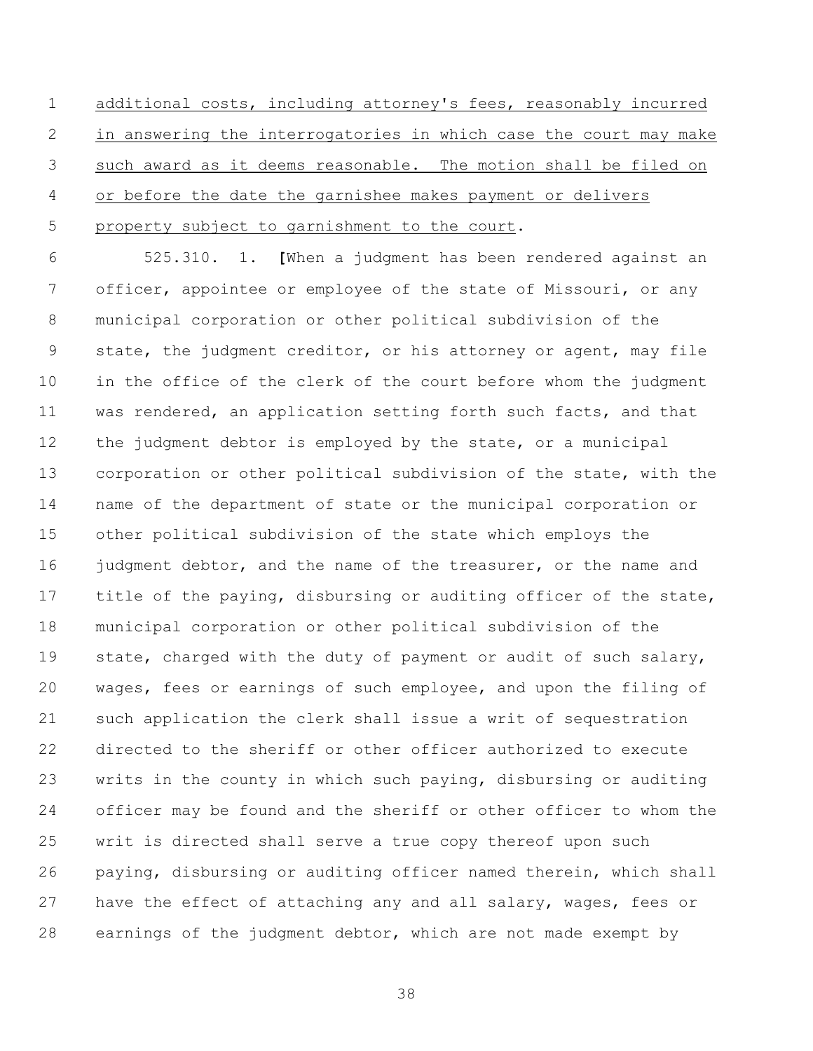additional costs, including attorney's fees, reasonably incurred in answering the interrogatories in which case the court may make such award as it deems reasonable. The motion shall be filed on or before the date the garnishee makes payment or delivers property subject to garnishment to the court.

525.310. 1. [When a judgment has been rendered against an officer, appointee or employee of the state of Missouri, or any municipal corporation or other political subdivision of the state, the judgment creditor, or his attorney or agent, may file in the office of the clerk of the court before whom the judgment was rendered, an application setting forth such facts, and that the judgment debtor is employed by the state, or a municipal corporation or other political subdivision of the state, with the name of the department of state or the municipal corporation or other political subdivision of the state which employs the judgment debtor, and the name of the treasurer, or the name and title of the paying, disbursing or auditing officer of the state, municipal corporation or other political subdivision of the state, charged with the duty of payment or audit of such salary, wages, fees or earnings of such employee, and upon the filing of such application the clerk shall issue a writ of sequestration directed to the sheriff or other officer authorized to execute writs in the county in which such paying, disbursing or auditing officer may be found and the sheriff or other officer to whom the writ is directed shall serve a true copy thereof upon such paying, disbursing or auditing officer named therein, which shall have the effect of attaching any and all salary, wages, fees or earnings of the judgment debtor, which are not made exempt by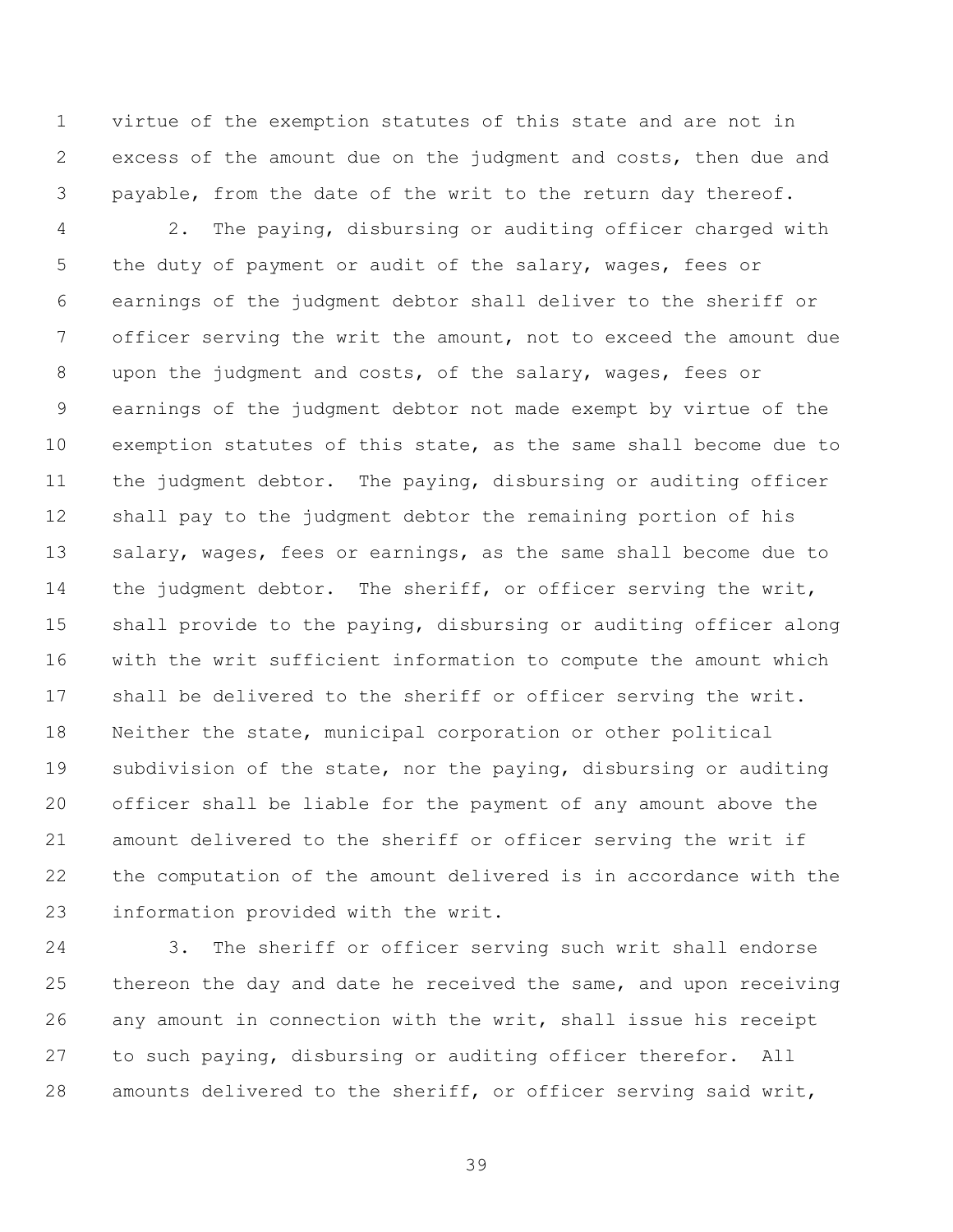virtue of the exemption statutes of this state and are not in excess of the amount due on the judgment and costs, then due and payable, from the date of the writ to the return day thereof.

2. The paying, disbursing or auditing officer charged with the duty of payment or audit of the salary, wages, fees or earnings of the judgment debtor shall deliver to the sheriff or officer serving the writ the amount, not to exceed the amount due upon the judgment and costs, of the salary, wages, fees or earnings of the judgment debtor not made exempt by virtue of the exemption statutes of this state, as the same shall become due to the judgment debtor. The paying, disbursing or auditing officer shall pay to the judgment debtor the remaining portion of his salary, wages, fees or earnings, as the same shall become due to the judgment debtor. The sheriff, or officer serving the writ, shall provide to the paying, disbursing or auditing officer along with the writ sufficient information to compute the amount which shall be delivered to the sheriff or officer serving the writ. Neither the state, municipal corporation or other political subdivision of the state, nor the paying, disbursing or auditing officer shall be liable for the payment of any amount above the amount delivered to the sheriff or officer serving the writ if the computation of the amount delivered is in accordance with the information provided with the writ.

3. The sheriff or officer serving such writ shall endorse thereon the day and date he received the same, and upon receiving any amount in connection with the writ, shall issue his receipt to such paying, disbursing or auditing officer therefor. All amounts delivered to the sheriff, or officer serving said writ,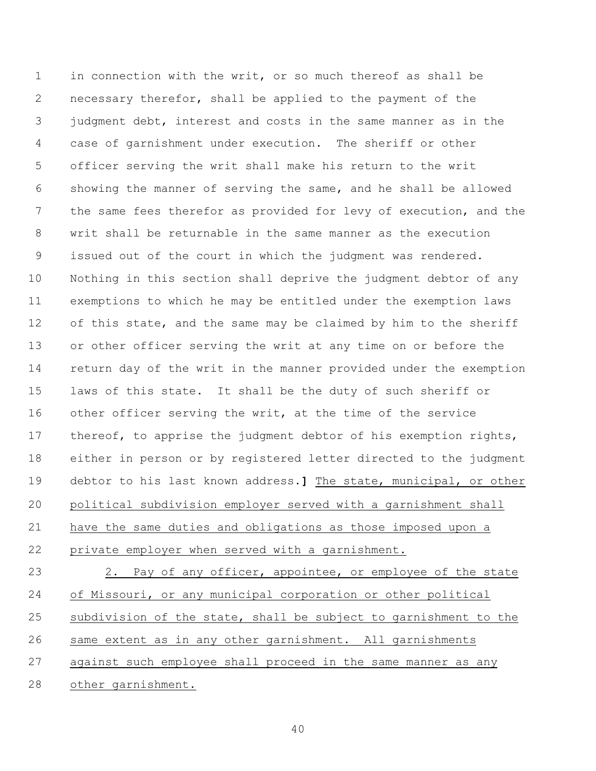in connection with the writ, or so much thereof as shall be necessary therefor, shall be applied to the payment of the judgment debt, interest and costs in the same manner as in the case of garnishment under execution. The sheriff or other officer serving the writ shall make his return to the writ showing the manner of serving the same, and he shall be allowed the same fees therefor as provided for levy of execution, and the writ shall be returnable in the same manner as the execution issued out of the court in which the judgment was rendered. Nothing in this section shall deprive the judgment debtor of any exemptions to which he may be entitled under the exemption laws of this state, and the same may be claimed by him to the sheriff or other officer serving the writ at any time on or before the return day of the writ in the manner provided under the exemption laws of this state. It shall be the duty of such sheriff or other officer serving the writ, at the time of the service thereof, to apprise the judgment debtor of his exemption rights, either in person or by registered letter directed to the judgment debtor to his last known address.**]** <u>The state, municipal, or other political subdivision employer served with a garnishment shall have the same duties and obligations as those imposed upon a private employer when served with a garnishment.</u>

<u>2. Pay of any officer, appointee, or employee of the state of Missouri, or any municipal corporation or other political subdivision of the state, shall be subject to garnishment to the same extent as in any other garnishment. All garnishments against such employee shall proceed in the same manner as any other garnishment.</u>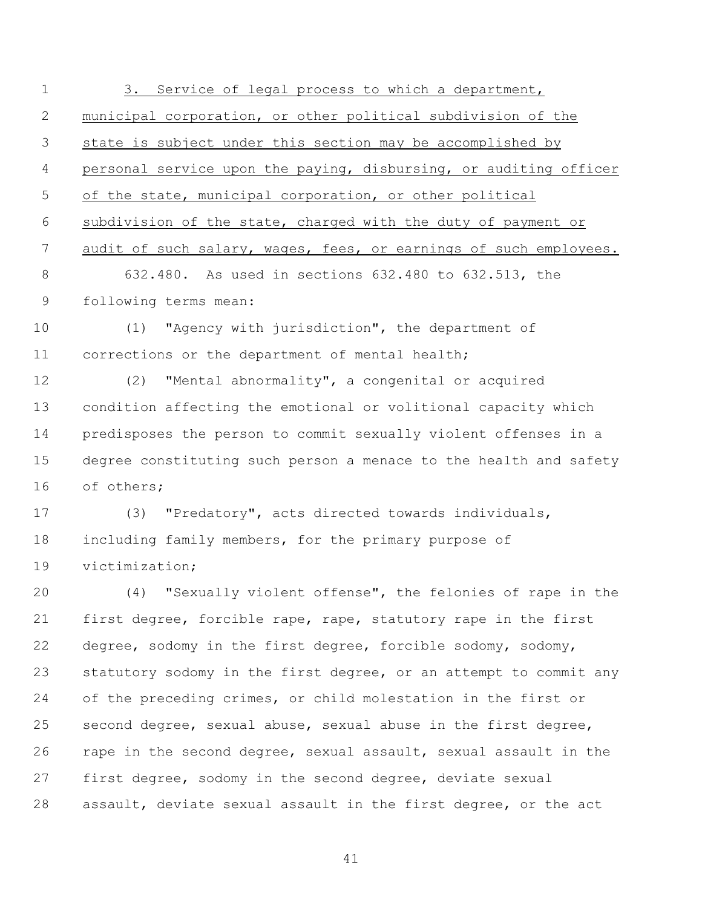3. Service of legal process to which a department, municipal corporation, or other political subdivision of the state is subject under this section may be accomplished by personal service upon the paying, disbursing, or auditing officer of the state, municipal corporation, or other political subdivision of the state, charged with the duty of payment or audit of such salary, wages, fees, or earnings of such employees.

632.480. As used in sections 632.480 to 632.513, the following terms mean:

(1) "Agency with jurisdiction", the department of corrections or the department of mental health;

(2) "Mental abnormality", a congenital or acquired condition affecting the emotional or volitional capacity which predisposes the person to commit sexually violent offenses in a degree constituting such person a menace to the health and safety of others;

(3) "Predatory", acts directed towards individuals, including family members, for the primary purpose of victimization;

(4) "Sexually violent offense", the felonies of rape in the first degree, forcible rape, rape, statutory rape in the first degree, sodomy in the first degree, forcible sodomy, sodomy, statutory sodomy in the first degree, or an attempt to commit any of the preceding crimes, or child molestation in the first or second degree, sexual abuse, sexual abuse in the first degree, rape in the second degree, sexual assault, sexual assault in the first degree, sodomy in the second degree, deviate sexual assault, deviate sexual assault in the first degree, or the act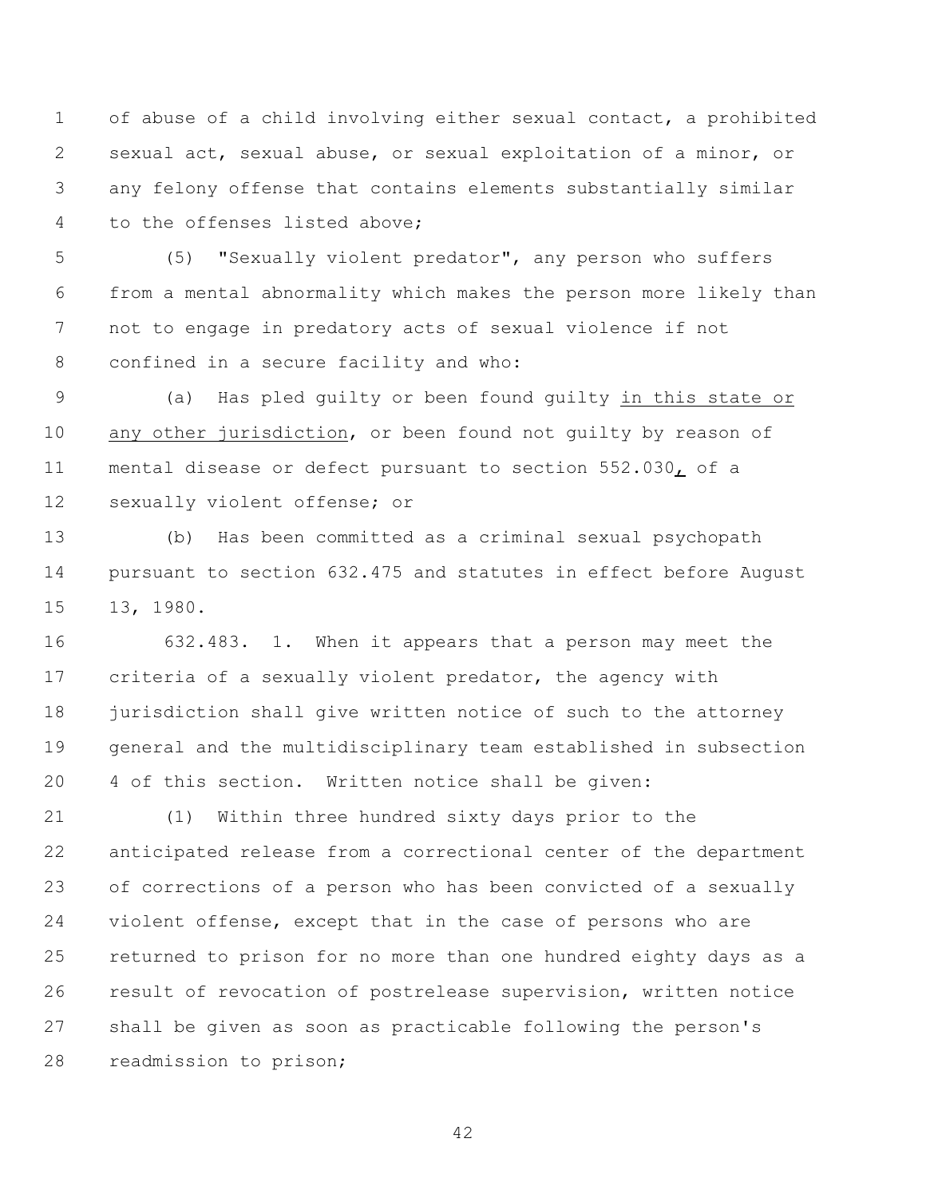of abuse of a child involving either sexual contact, a prohibited sexual act, sexual abuse, or sexual exploitation of a minor, or any felony offense that contains elements substantially similar to the offenses listed above;

(5) "Sexually violent predator", any person who suffers from a mental abnormality which makes the person more likely than not to engage in predatory acts of sexual violence if not confined in a secure facility and who:

(a) Has pled guilty or been found guilty <u>in this state or any other jurisdiction</u>, or been found not guilty by reason of mental disease or defect pursuant to section 552.030<u>,</u> of a sexually violent offense; or

(b) Has been committed as a criminal sexual psychopath pursuant to section 632.475 and statutes in effect before August 13, 1980.

632.483. 1. When it appears that a person may meet the criteria of a sexually violent predator, the agency with jurisdiction shall give written notice of such to the attorney general and the multidisciplinary team established in subsection 4 of this section. Written notice shall be given:

(1) Within three hundred sixty days prior to the anticipated release from a correctional center of the department of corrections of a person who has been convicted of a sexually violent offense, except that in the case of persons who are returned to prison for no more than one hundred eighty days as a result of revocation of postrelease supervision, written notice shall be given as soon as practicable following the person's readmission to prison;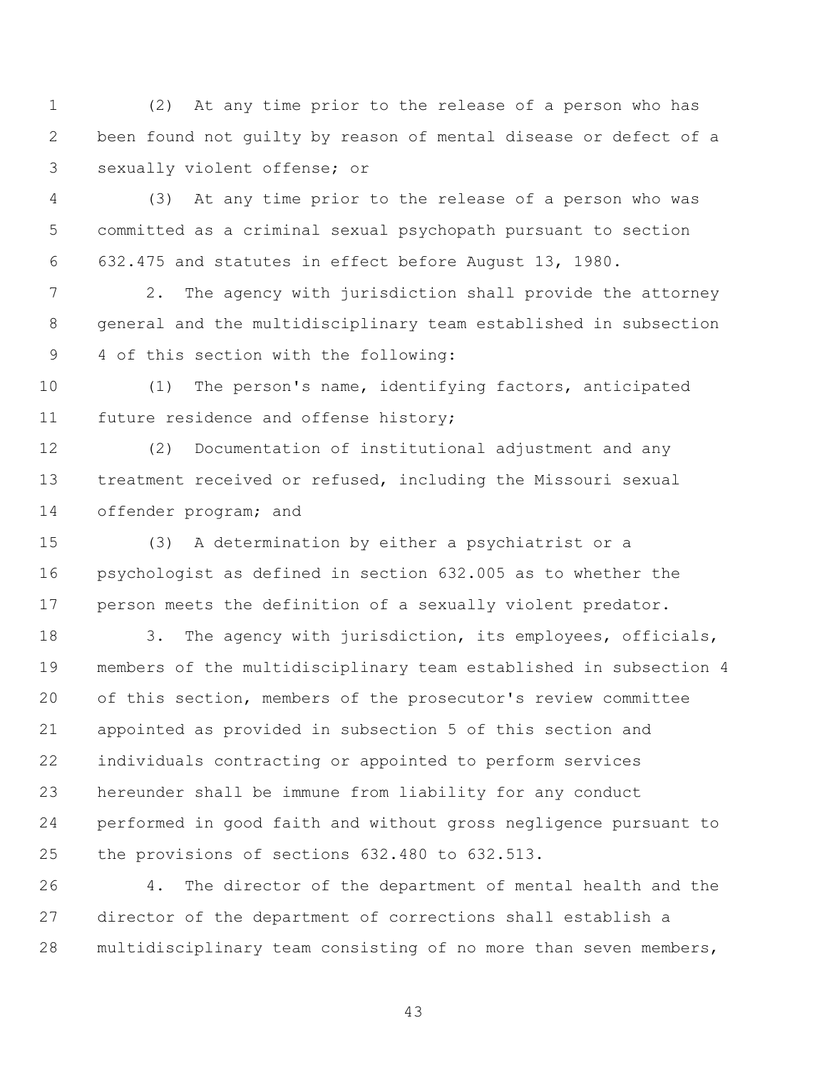(2) At any time prior to the release of a person who has been found not guilty by reason of mental disease or defect of a sexually violent offense; or

(3) At any time prior to the release of a person who was committed as a criminal sexual psychopath pursuant to section 632.475 and statutes in effect before August 13, 1980.

2. The agency with jurisdiction shall provide the attorney general and the multidisciplinary team established in subsection 4 of this section with the following:

(1) The person's name, identifying factors, anticipated future residence and offense history;

(2) Documentation of institutional adjustment and any treatment received or refused, including the Missouri sexual offender program; and

(3) A determination by either a psychiatrist or a psychologist as defined in section 632.005 as to whether the person meets the definition of a sexually violent predator.

3. The agency with jurisdiction, its employees, officials, members of the multidisciplinary team established in subsection 4 of this section, members of the prosecutor's review committee appointed as provided in subsection 5 of this section and individuals contracting or appointed to perform services hereunder shall be immune from liability for any conduct performed in good faith and without gross negligence pursuant to the provisions of sections 632.480 to 632.513.

4. The director of the department of mental health and the director of the department of corrections shall establish a multidisciplinary team consisting of no more than seven members,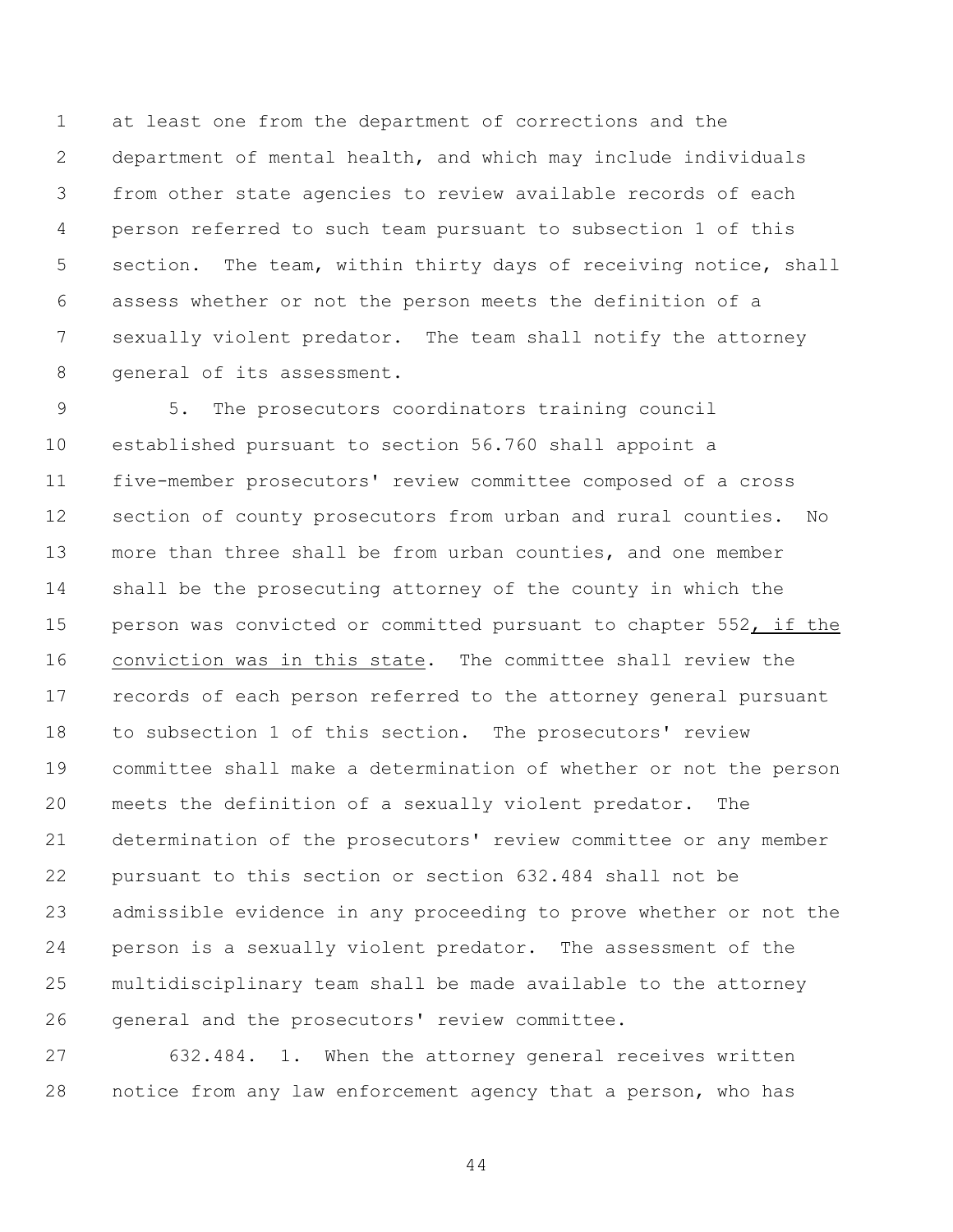at least one from the department of corrections and the department of mental health, and which may include individuals from other state agencies to review available records of each person referred to such team pursuant to subsection 1 of this section. The team, within thirty days of receiving notice, shall assess whether or not the person meets the definition of a sexually violent predator. The team shall notify the attorney general of its assessment.

5. The prosecutors coordinators training council established pursuant to section 56.760 shall appoint a five-member prosecutors' review committee composed of a cross section of county prosecutors from urban and rural counties. No more than three shall be from urban counties, and one member shall be the prosecuting attorney of the county in which the person was convicted or committed pursuant to chapter 552<u>, if the conviction was in this state</u>. The committee shall review the records of each person referred to the attorney general pursuant to subsection 1 of this section. The prosecutors' review committee shall make a determination of whether or not the person meets the definition of a sexually violent predator. The determination of the prosecutors' review committee or any member pursuant to this section or section 632.484 shall not be admissible evidence in any proceeding to prove whether or not the person is a sexually violent predator. The assessment of the multidisciplinary team shall be made available to the attorney general and the prosecutors' review committee.

632.484. 1. When the attorney general receives written notice from any law enforcement agency that a person, who has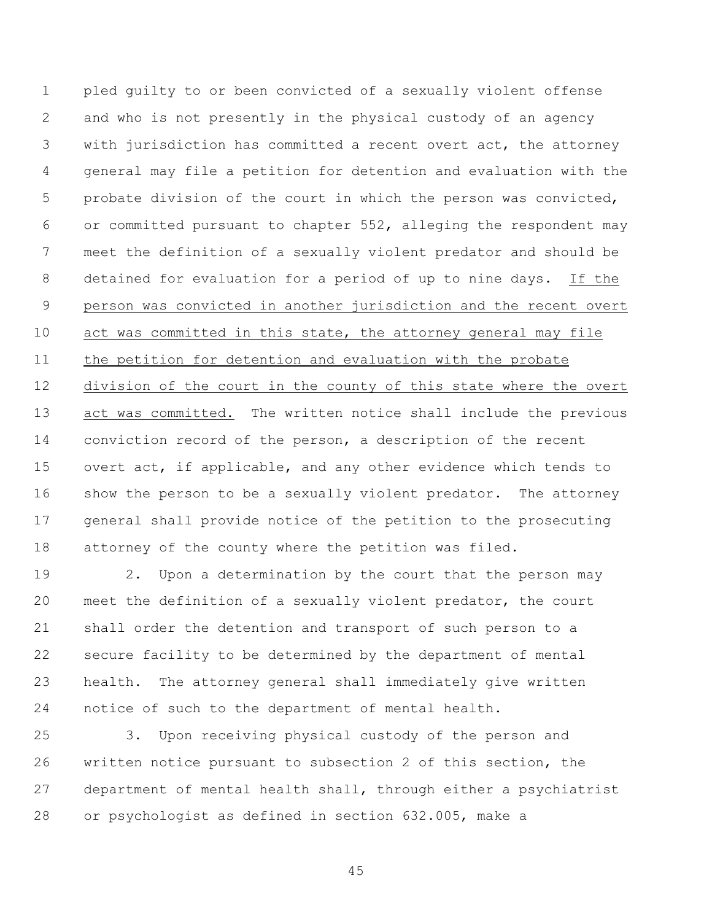pled guilty to or been convicted of a sexually violent offense and who is not presently in the physical custody of an agency with jurisdiction has committed a recent overt act, the attorney general may file a petition for detention and evaluation with the probate division of the court in which the person was convicted, or committed pursuant to chapter 552, alleging the respondent may meet the definition of a sexually violent predator and should be detained for evaluation for a period of up to nine days. <u>If the person was convicted in another jurisdiction and the recent overt act was committed in this state, the attorney general may file the petition for detention and evaluation with the probate division of the court in the county of this state where the overt act was committed.</u> The written notice shall include the previous conviction record of the person, a description of the recent overt act, if applicable, and any other evidence which tends to show the person to be a sexually violent predator. The attorney general shall provide notice of the petition to the prosecuting attorney of the county where the petition was filed.

2. Upon a determination by the court that the person may meet the definition of a sexually violent predator, the court shall order the detention and transport of such person to a secure facility to be determined by the department of mental health. The attorney general shall immediately give written notice of such to the department of mental health.

3. Upon receiving physical custody of the person and written notice pursuant to subsection 2 of this section, the department of mental health shall, through either a psychiatrist or psychologist as defined in section 632.005, make a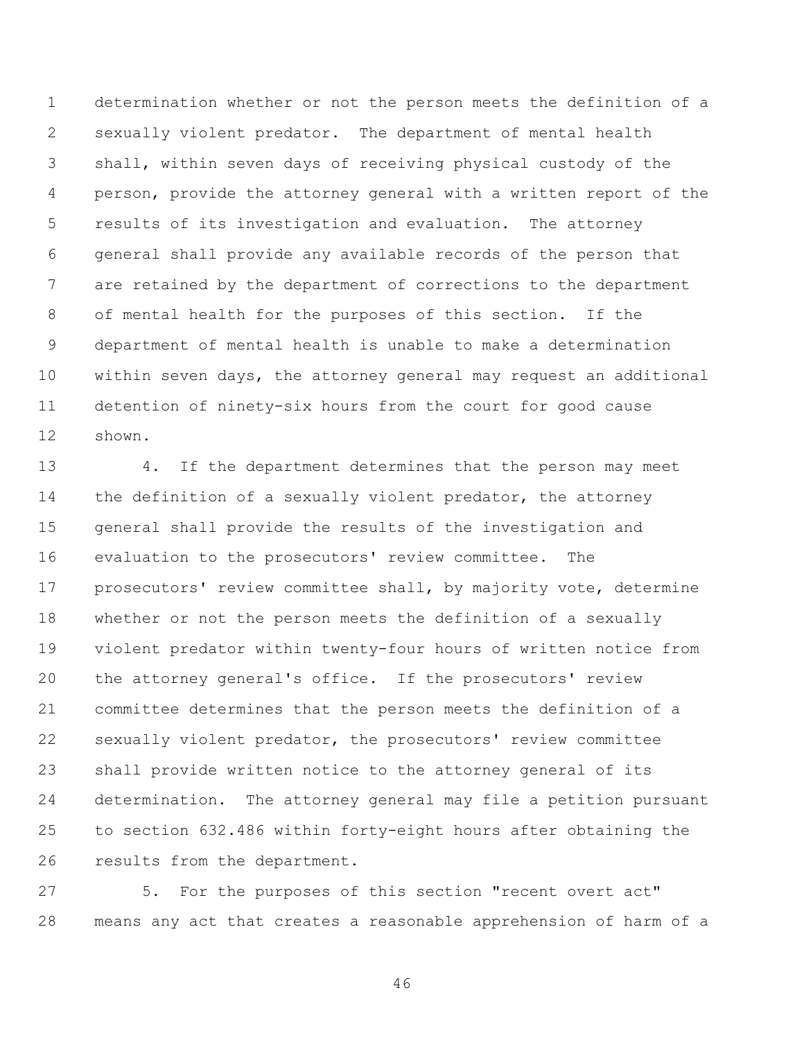determination whether or not the person meets the definition of a sexually violent predator. The department of mental health shall, within seven days of receiving physical custody of the person, provide the attorney general with a written report of the results of its investigation and evaluation. The attorney general shall provide any available records of the person that are retained by the department of corrections to the department of mental health for the purposes of this section. If the department of mental health is unable to make a determination within seven days, the attorney general may request an additional detention of ninety-six hours from the court for good cause shown.

4. If the department determines that the person may meet the definition of a sexually violent predator, the attorney general shall provide the results of the investigation and evaluation to the prosecutors' review committee. The prosecutors' review committee shall, by majority vote, determine whether or not the person meets the definition of a sexually violent predator within twenty-four hours of written notice from the attorney general's office. If the prosecutors' review committee determines that the person meets the definition of a sexually violent predator, the prosecutors' review committee shall provide written notice to the attorney general of its determination. The attorney general may file a petition pursuant to section 632.486 within forty-eight hours after obtaining the results from the department.

5. For the purposes of this section "recent overt act" means any act that creates a reasonable apprehension of harm of a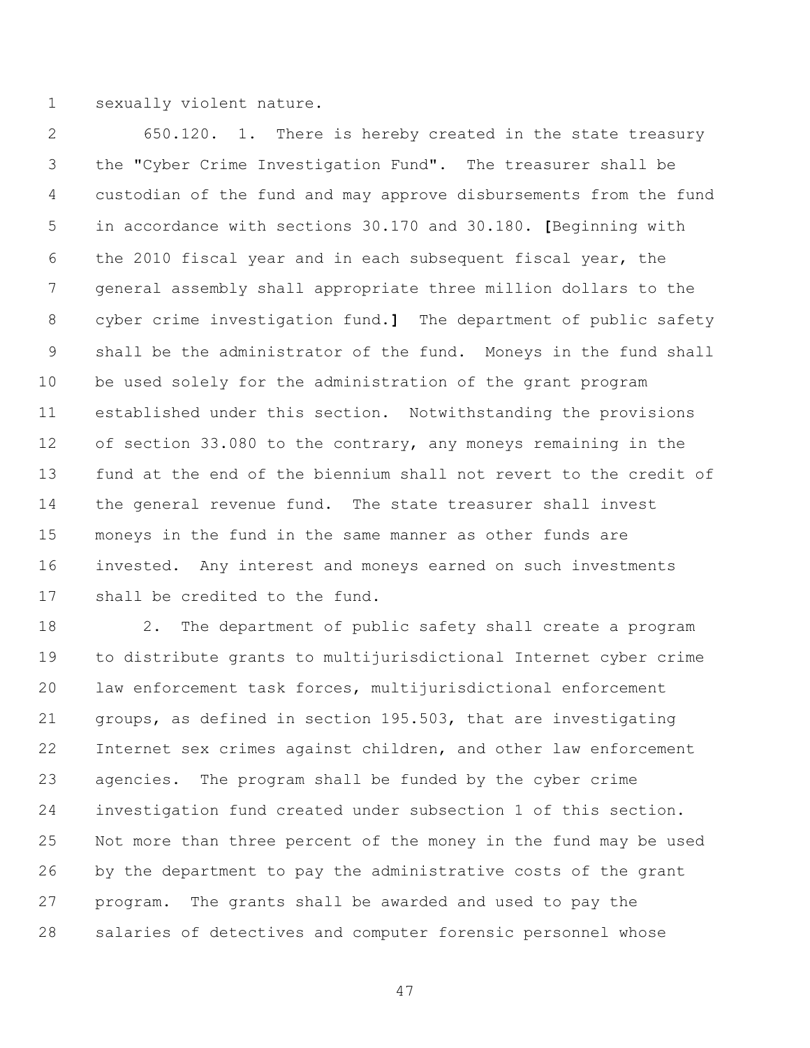sexually violent nature.

650.120. 1. There is hereby created in the state treasury the "Cyber Crime Investigation Fund". The treasurer shall be custodian of the fund and may approve disbursements from the fund in accordance with sections 30.170 and 30.180. **[**Beginning with the 2010 fiscal year and in each subsequent fiscal year, the general assembly shall appropriate three million dollars to the cyber crime investigation fund.**]** The department of public safety shall be the administrator of the fund. Moneys in the fund shall be used solely for the administration of the grant program established under this section. Notwithstanding the provisions of section 33.080 to the contrary, any moneys remaining in the fund at the end of the biennium shall not revert to the credit of the general revenue fund. The state treasurer shall invest moneys in the fund in the same manner as other funds are invested. Any interest and moneys earned on such investments shall be credited to the fund.

2. The department of public safety shall create a program to distribute grants to multijurisdictional Internet cyber crime law enforcement task forces, multijurisdictional enforcement groups, as defined in section 195.503, that are investigating Internet sex crimes against children, and other law enforcement agencies. The program shall be funded by the cyber crime investigation fund created under subsection 1 of this section. Not more than three percent of the money in the fund may be used by the department to pay the administrative costs of the grant program. The grants shall be awarded and used to pay the salaries of detectives and computer forensic personnel whose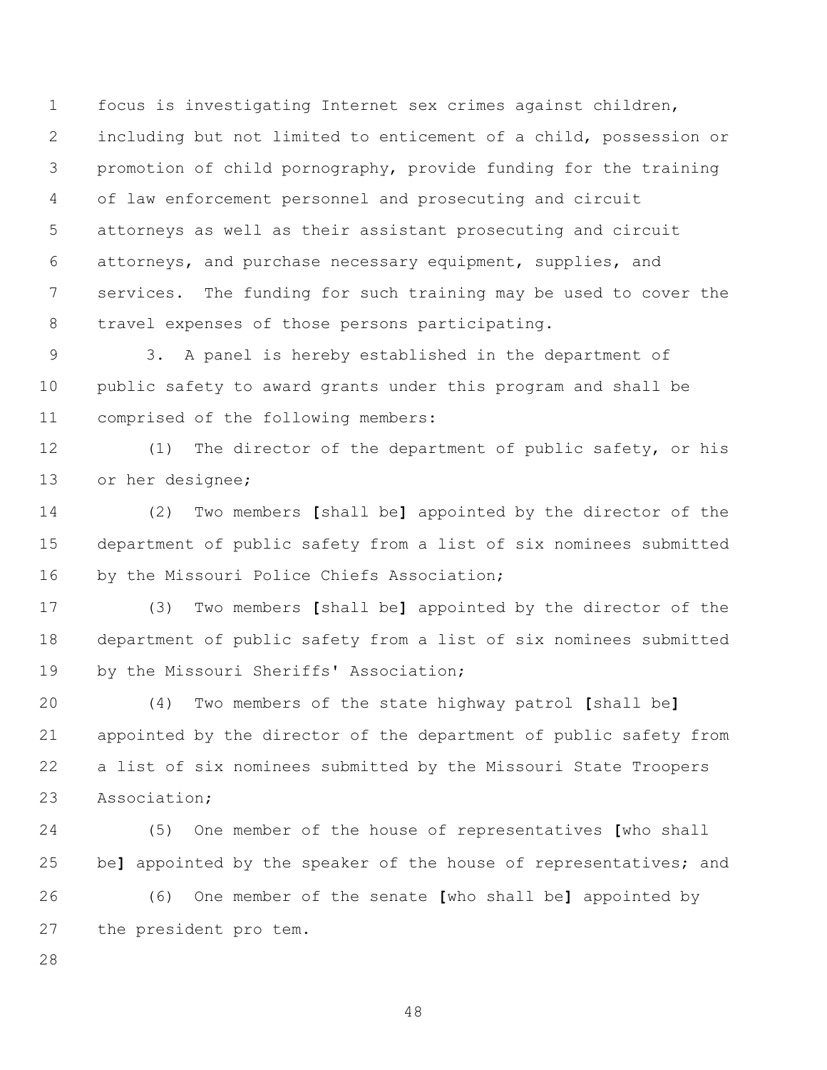focus is investigating Internet sex crimes against children, including but not limited to enticement of a child, possession or promotion of child pornography, provide funding for the training of law enforcement personnel and prosecuting and circuit attorneys as well as their assistant prosecuting and circuit attorneys, and purchase necessary equipment, supplies, and services. The funding for such training may be used to cover the travel expenses of those persons participating.

3. A panel is hereby established in the department of public safety to award grants under this program and shall be comprised of the following members:

(1) The director of the department of public safety, or his or her designee;

(2) Two members [shall be] appointed by the director of the department of public safety from a list of six nominees submitted by the Missouri Police Chiefs Association;

(3) Two members [shall be] appointed by the director of the department of public safety from a list of six nominees submitted by the Missouri Sheriffs' Association;

(4) Two members of the state highway patrol [shall be] appointed by the director of the department of public safety from a list of six nominees submitted by the Missouri State Troopers Association;

(5) One member of the house of representatives [who shall be] appointed by the speaker of the house of representatives; and

(6) One member of the senate [who shall be] appointed by the president pro tem.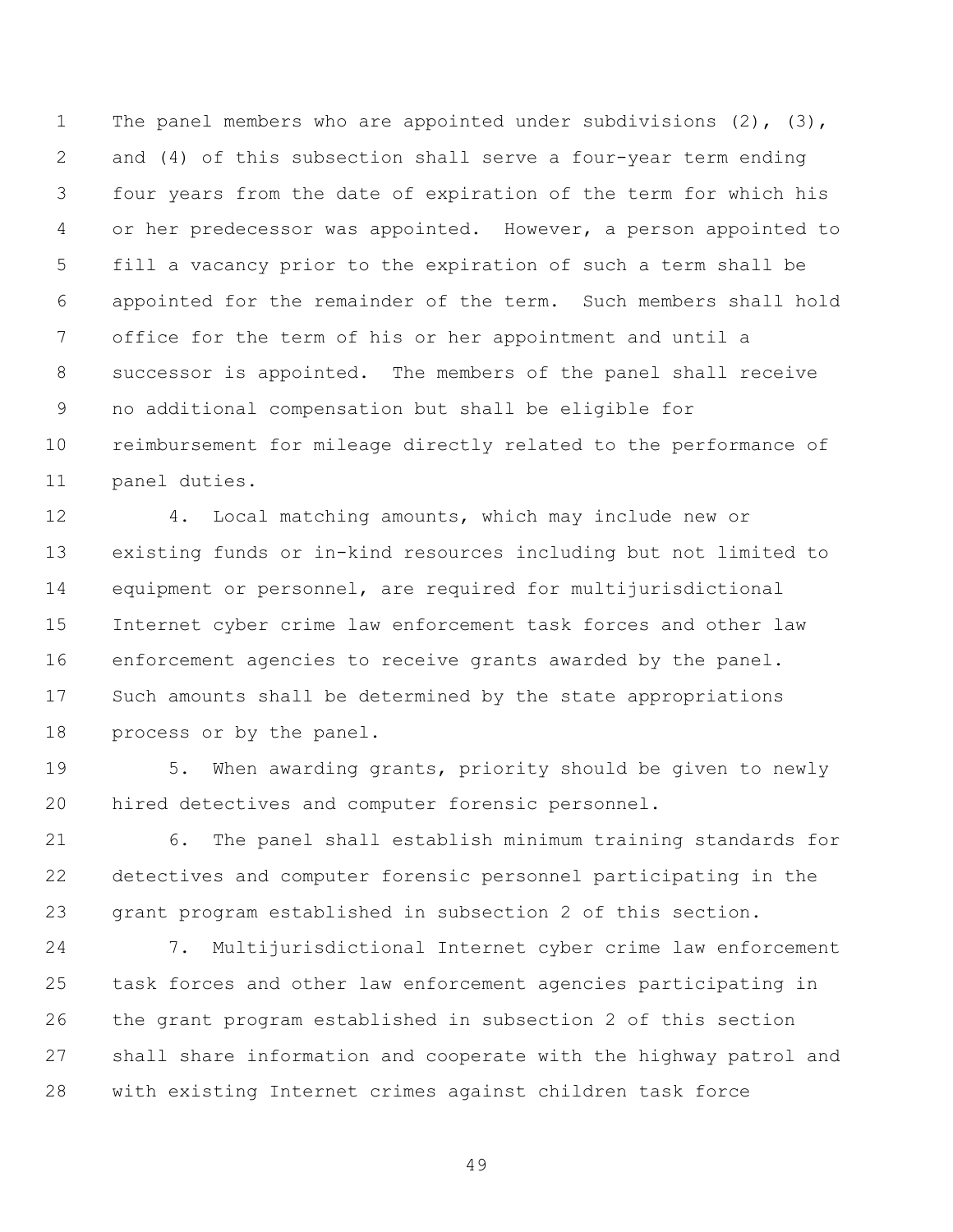The panel members who are appointed under subdivisions (2), (3), and (4) of this subsection shall serve a four-year term ending four years from the date of expiration of the term for which his or her predecessor was appointed. However, a person appointed to fill a vacancy prior to the expiration of such a term shall be appointed for the remainder of the term. Such members shall hold office for the term of his or her appointment and until a successor is appointed. The members of the panel shall receive no additional compensation but shall be eligible for reimbursement for mileage directly related to the performance of panel duties.

4. Local matching amounts, which may include new or existing funds or in-kind resources including but not limited to equipment or personnel, are required for multijurisdictional Internet cyber crime law enforcement task forces and other law enforcement agencies to receive grants awarded by the panel. Such amounts shall be determined by the state appropriations process or by the panel.

5. When awarding grants, priority should be given to newly hired detectives and computer forensic personnel.

6. The panel shall establish minimum training standards for detectives and computer forensic personnel participating in the grant program established in subsection 2 of this section.

7. Multijurisdictional Internet cyber crime law enforcement task forces and other law enforcement agencies participating in the grant program established in subsection 2 of this section shall share information and cooperate with the highway patrol and with existing Internet crimes against children task force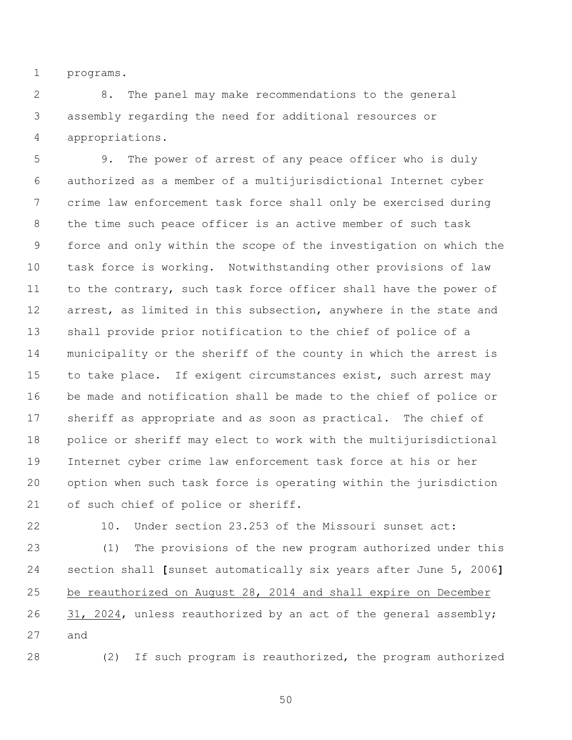programs.

8. The panel may make recommendations to the general assembly regarding the need for additional resources or appropriations.

9. The power of arrest of any peace officer who is duly authorized as a member of a multijurisdictional Internet cyber crime law enforcement task force shall only be exercised during the time such peace officer is an active member of such task force and only within the scope of the investigation on which the task force is working. Notwithstanding other provisions of law to the contrary, such task force officer shall have the power of arrest, as limited in this subsection, anywhere in the state and shall provide prior notification to the chief of police of a municipality or the sheriff of the county in which the arrest is to take place. If exigent circumstances exist, such arrest may be made and notification shall be made to the chief of police or sheriff as appropriate and as soon as practical. The chief of police or sheriff may elect to work with the multijurisdictional Internet cyber crime law enforcement task force at his or her option when such task force is operating within the jurisdiction of such chief of police or sheriff.

10. Under section 23.253 of the Missouri sunset act:

(1) The provisions of the new program authorized under this section shall **[**sunset automatically six years after June 5, 2006**]** <u>be reauthorized on August 28, 2014 and shall expire on December 31, 2024</u>, unless reauthorized by an act of the general assembly; and

(2) If such program is reauthorized, the program authorized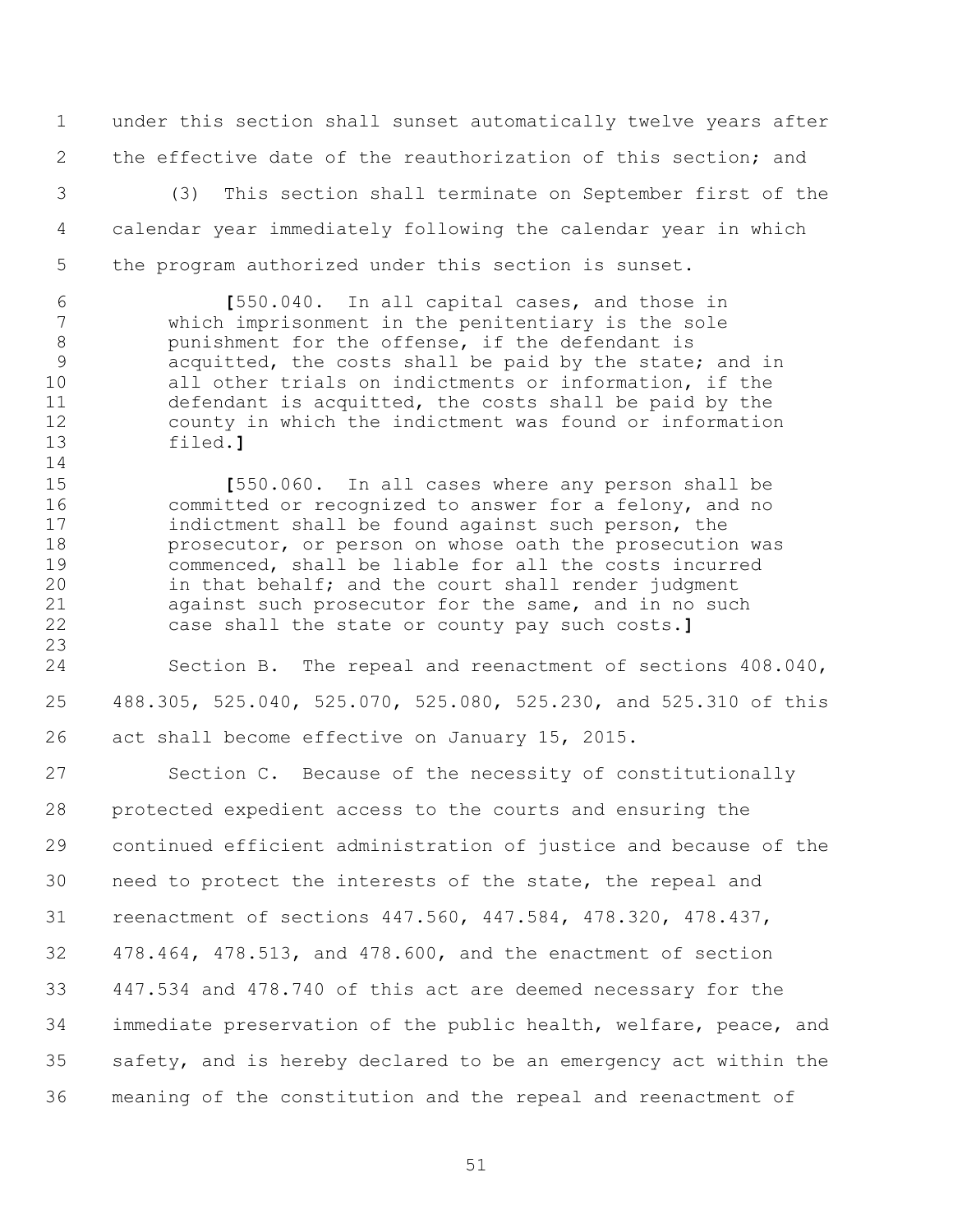under this section shall sunset automatically twelve years after the effective date of the reauthorization of this section; and

(3) This section shall terminate on September first of the calendar year immediately following the calendar year in which the program authorized under this section is sunset.

**[**550.040. In all capital cases, and those in which imprisonment in the penitentiary is the sole punishment for the offense, if the defendant is acquitted, the costs shall be paid by the state; and in all other trials on indictments or information, if the defendant is acquitted, the costs shall be paid by the county in which the indictment was found or information filed.**]**

**[**550.060. In all cases where any person shall be committed or recognized to answer for a felony, and no indictment shall be found against such person, the prosecutor, or person on whose oath the prosecution was commenced, shall be liable for all the costs incurred in that behalf; and the court shall render judgment against such prosecutor for the same, and in no such case shall the state or county pay such costs.**]**

Section B. The repeal and reenactment of sections 408.040, 488.305, 525.040, 525.070, 525.080, 525.230, and 525.310 of this act shall become effective on January 15, 2015.

Section C. Because of the necessity of constitutionally protected expedient access to the courts and ensuring the continued efficient administration of justice and because of the need to protect the interests of the state, the repeal and reenactment of sections 447.560, 447.584, 478.320, 478.437, 478.464, 478.513, and 478.600, and the enactment of section 447.534 and 478.740 of this act are deemed necessary for the immediate preservation of the public health, welfare, peace, and safety, and is hereby declared to be an emergency act within the meaning of the constitution and the repeal and reenactment of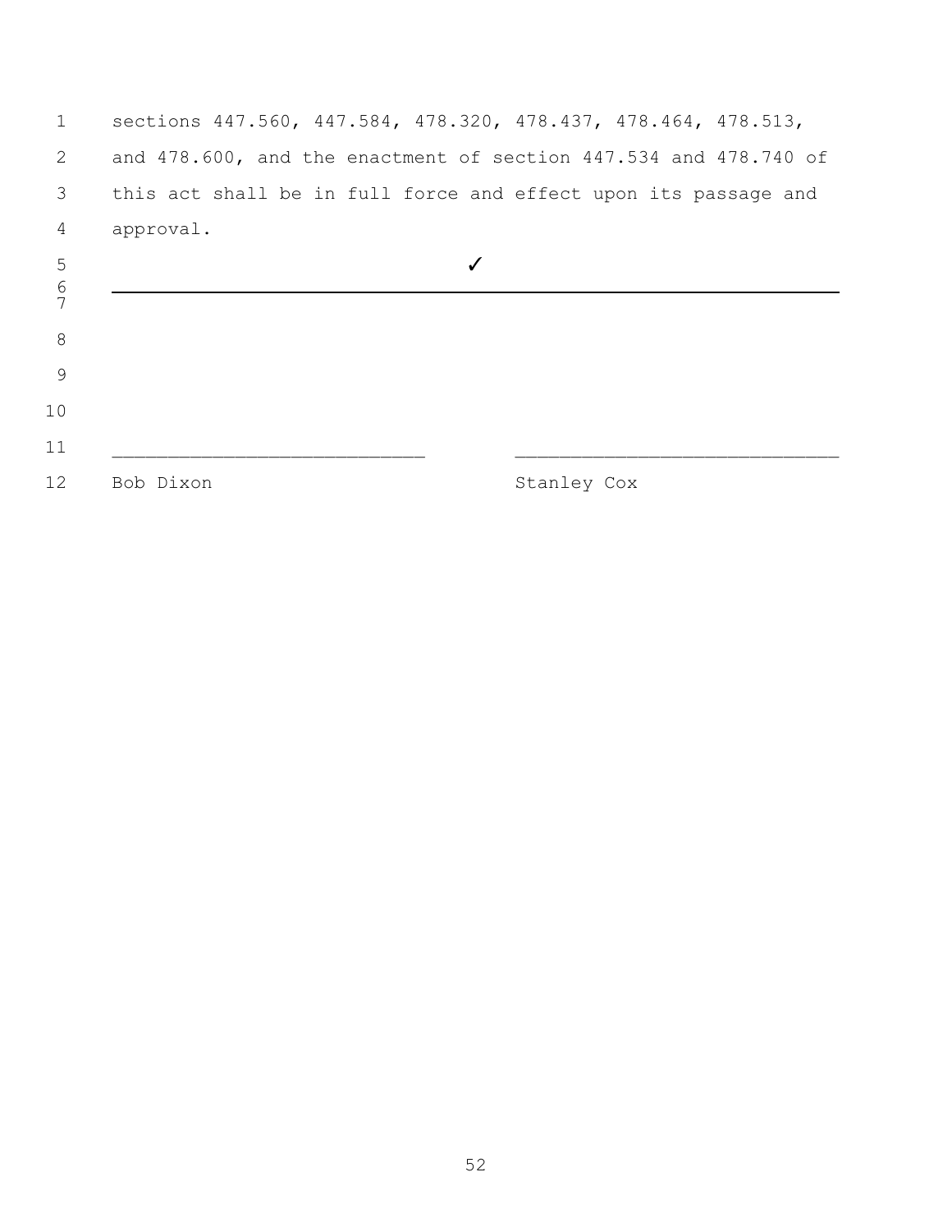sections 447.560, 447.584, 478.320, 478.437, 478.464, 478.513, and 478.600, and the enactment of section 447.534 and 478.740 of this act shall be in full force and effect upon its passage and approval.

✓

---

| | |
|---|---|
| ____________________________ | ____________________________ |
| Bob Dixon | Stanley Cox |